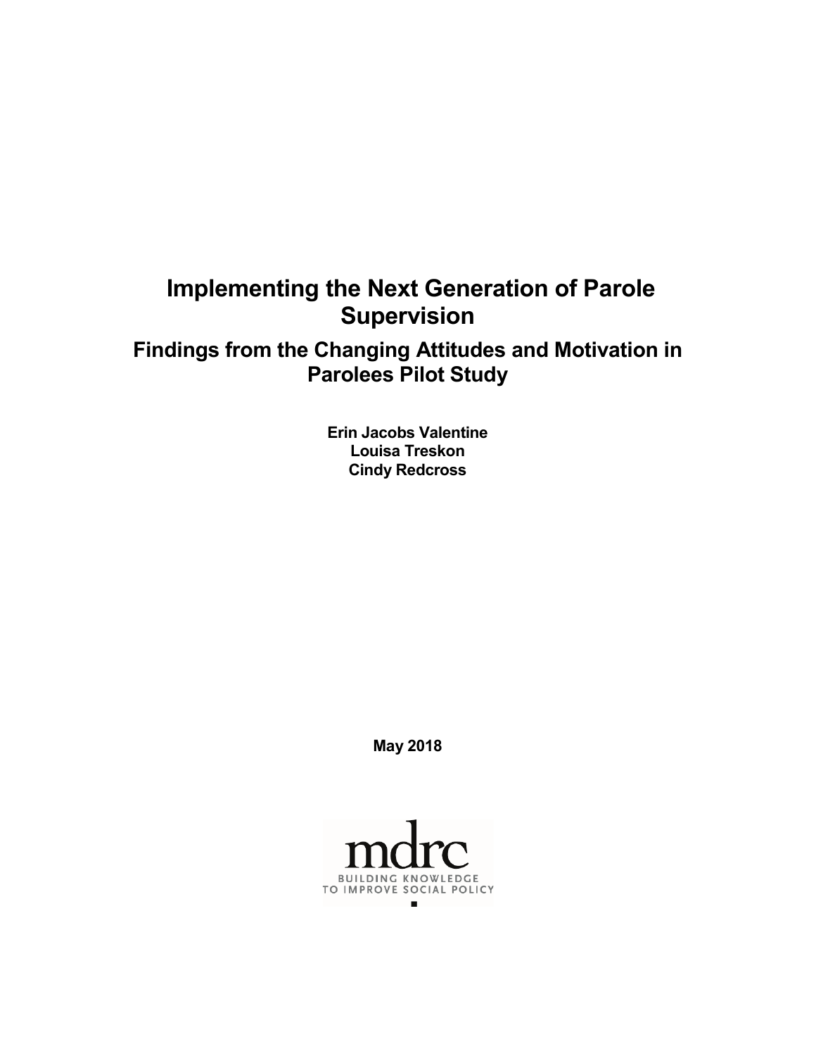# Implementing the Next Generation of Parole Supervision

## Findings from the Changing Attitudes and Motivation in Parolees Pilot Study

**Erin Jacobs Valentine**
**Louisa Treskon**
**Cindy Redcross**

**May 2018**

mdrc
BUILDING KNOWLEDGE
TO IMPROVE SOCIAL POLICY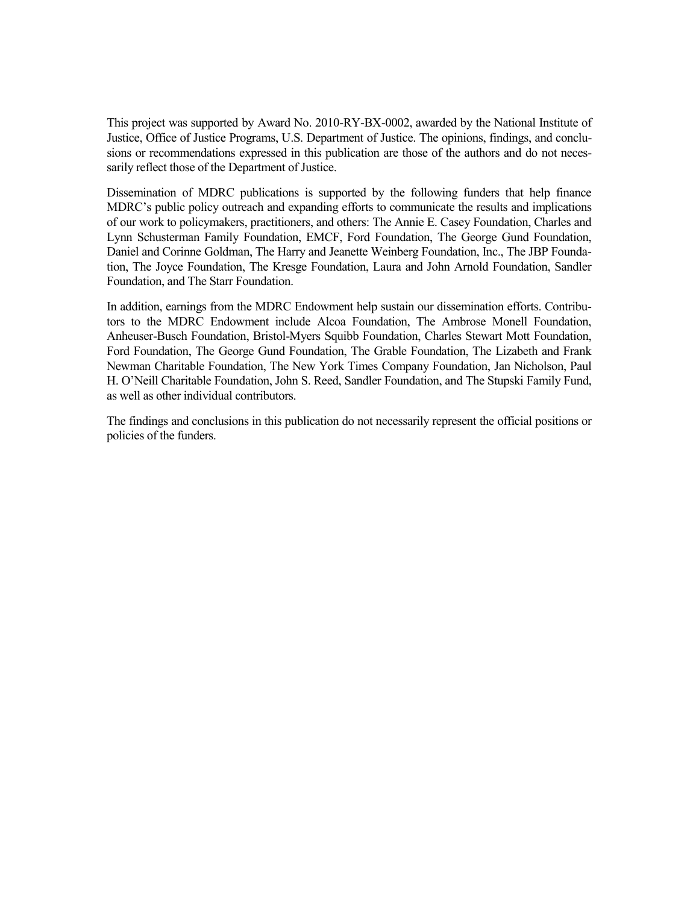This project was supported by Award No. 2010-RY-BX-0002, awarded by the National Institute of Justice, Office of Justice Programs, U.S. Department of Justice. The opinions, findings, and conclusions or recommendations expressed in this publication are those of the authors and do not necessarily reflect those of the Department of Justice.

Dissemination of MDRC publications is supported by the following funders that help finance MDRC's public policy outreach and expanding efforts to communicate the results and implications of our work to policymakers, practitioners, and others: The Annie E. Casey Foundation, Charles and Lynn Schusterman Family Foundation, EMCF, Ford Foundation, The George Gund Foundation, Daniel and Corinne Goldman, The Harry and Jeanette Weinberg Foundation, Inc., The JBP Foundation, The Joyce Foundation, The Kresge Foundation, Laura and John Arnold Foundation, Sandler Foundation, and The Starr Foundation.

In addition, earnings from the MDRC Endowment help sustain our dissemination efforts. Contributors to the MDRC Endowment include Alcoa Foundation, The Ambrose Monell Foundation, Anheuser-Busch Foundation, Bristol-Myers Squibb Foundation, Charles Stewart Mott Foundation, Ford Foundation, The George Gund Foundation, The Grable Foundation, The Lizabeth and Frank Newman Charitable Foundation, The New York Times Company Foundation, Jan Nicholson, Paul H. O'Neill Charitable Foundation, John S. Reed, Sandler Foundation, and The Stupski Family Fund, as well as other individual contributors.

The findings and conclusions in this publication do not necessarily represent the official positions or policies of the funders.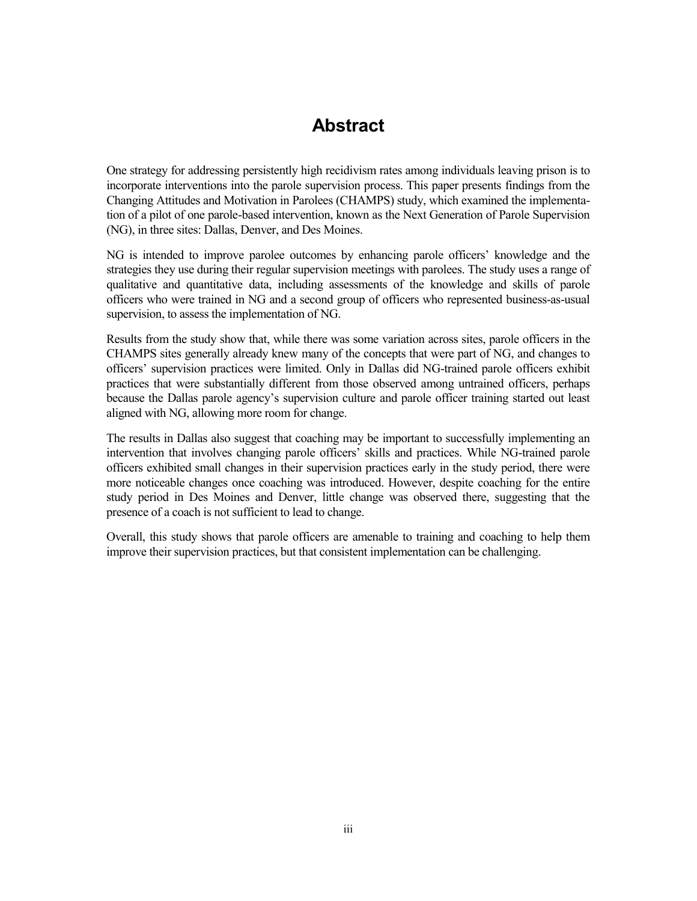# Abstract

One strategy for addressing persistently high recidivism rates among individuals leaving prison is to incorporate interventions into the parole supervision process. This paper presents findings from the Changing Attitudes and Motivation in Parolees (CHAMPS) study, which examined the implementation of a pilot of one parole-based intervention, known as the Next Generation of Parole Supervision (NG), in three sites: Dallas, Denver, and Des Moines.

NG is intended to improve parolee outcomes by enhancing parole officers' knowledge and the strategies they use during their regular supervision meetings with parolees. The study uses a range of qualitative and quantitative data, including assessments of the knowledge and skills of parole officers who were trained in NG and a second group of officers who represented business-as-usual supervision, to assess the implementation of NG.

Results from the study show that, while there was some variation across sites, parole officers in the CHAMPS sites generally already knew many of the concepts that were part of NG, and changes to officers' supervision practices were limited. Only in Dallas did NG-trained parole officers exhibit practices that were substantially different from those observed among untrained officers, perhaps because the Dallas parole agency's supervision culture and parole officer training started out least aligned with NG, allowing more room for change.

The results in Dallas also suggest that coaching may be important to successfully implementing an intervention that involves changing parole officers' skills and practices. While NG-trained parole officers exhibited small changes in their supervision practices early in the study period, there were more noticeable changes once coaching was introduced. However, despite coaching for the entire study period in Des Moines and Denver, little change was observed there, suggesting that the presence of a coach is not sufficient to lead to change.

Overall, this study shows that parole officers are amenable to training and coaching to help them improve their supervision practices, but that consistent implementation can be challenging.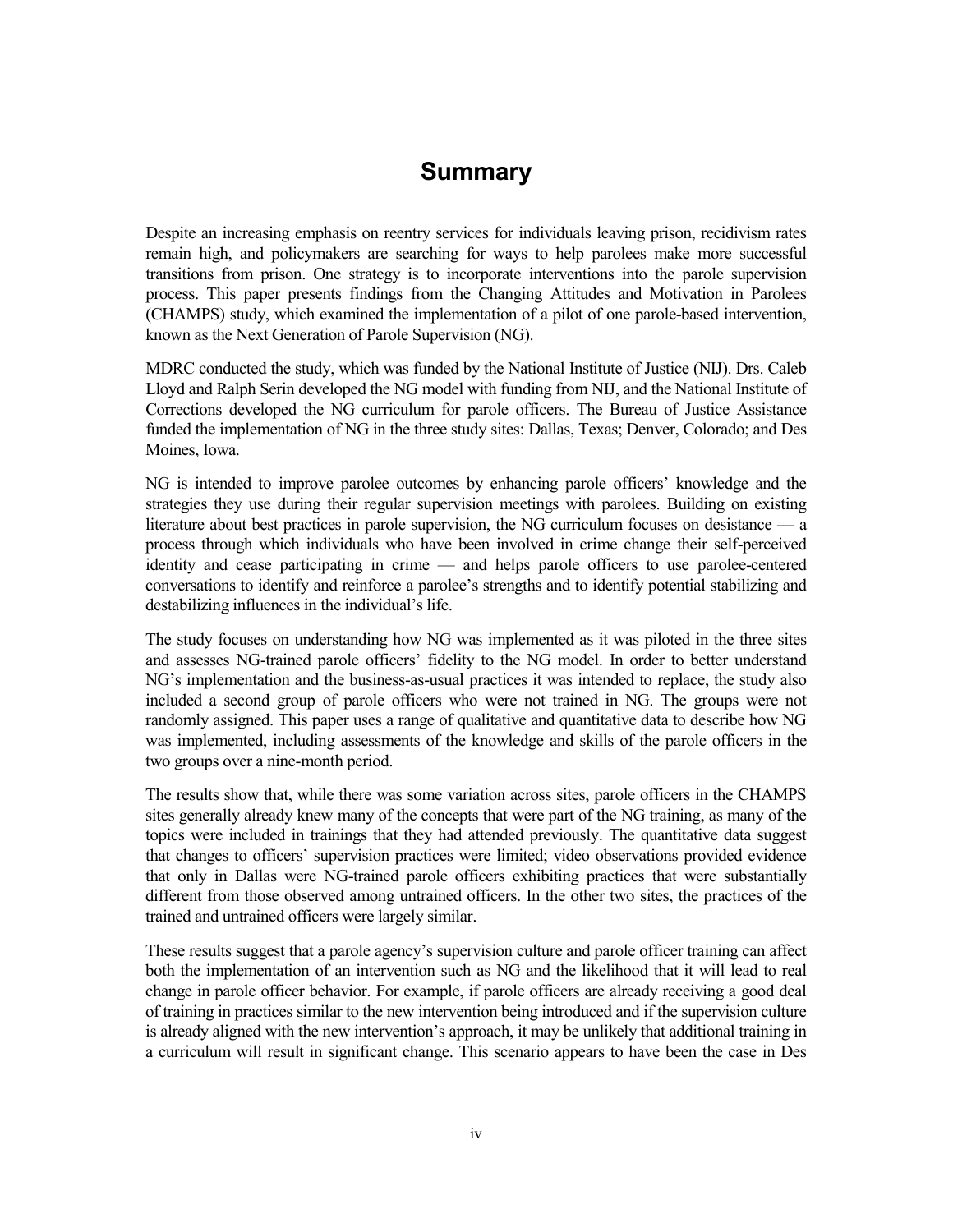# Summary

Despite an increasing emphasis on reentry services for individuals leaving prison, recidivism rates remain high, and policymakers are searching for ways to help parolees make more successful transitions from prison. One strategy is to incorporate interventions into the parole supervision process. This paper presents findings from the Changing Attitudes and Motivation in Parolees (CHAMPS) study, which examined the implementation of a pilot of one parole-based intervention, known as the Next Generation of Parole Supervision (NG).

MDRC conducted the study, which was funded by the National Institute of Justice (NIJ). Drs. Caleb Lloyd and Ralph Serin developed the NG model with funding from NIJ, and the National Institute of Corrections developed the NG curriculum for parole officers. The Bureau of Justice Assistance funded the implementation of NG in the three study sites: Dallas, Texas; Denver, Colorado; and Des Moines, Iowa.

NG is intended to improve parolee outcomes by enhancing parole officers' knowledge and the strategies they use during their regular supervision meetings with parolees. Building on existing literature about best practices in parole supervision, the NG curriculum focuses on desistance — a process through which individuals who have been involved in crime change their self-perceived identity and cease participating in crime — and helps parole officers to use parolee-centered conversations to identify and reinforce a parolee's strengths and to identify potential stabilizing and destabilizing influences in the individual's life.

The study focuses on understanding how NG was implemented as it was piloted in the three sites and assesses NG-trained parole officers' fidelity to the NG model. In order to better understand NG's implementation and the business-as-usual practices it was intended to replace, the study also included a second group of parole officers who were not trained in NG. The groups were not randomly assigned. This paper uses a range of qualitative and quantitative data to describe how NG was implemented, including assessments of the knowledge and skills of the parole officers in the two groups over a nine-month period.

The results show that, while there was some variation across sites, parole officers in the CHAMPS sites generally already knew many of the concepts that were part of the NG training, as many of the topics were included in trainings that they had attended previously. The quantitative data suggest that changes to officers' supervision practices were limited; video observations provided evidence that only in Dallas were NG-trained parole officers exhibiting practices that were substantially different from those observed among untrained officers. In the other two sites, the practices of the trained and untrained officers were largely similar.

These results suggest that a parole agency's supervision culture and parole officer training can affect both the implementation of an intervention such as NG and the likelihood that it will lead to real change in parole officer behavior. For example, if parole officers are already receiving a good deal of training in practices similar to the new intervention being introduced and if the supervision culture is already aligned with the new intervention's approach, it may be unlikely that additional training in a curriculum will result in significant change. This scenario appears to have been the case in Des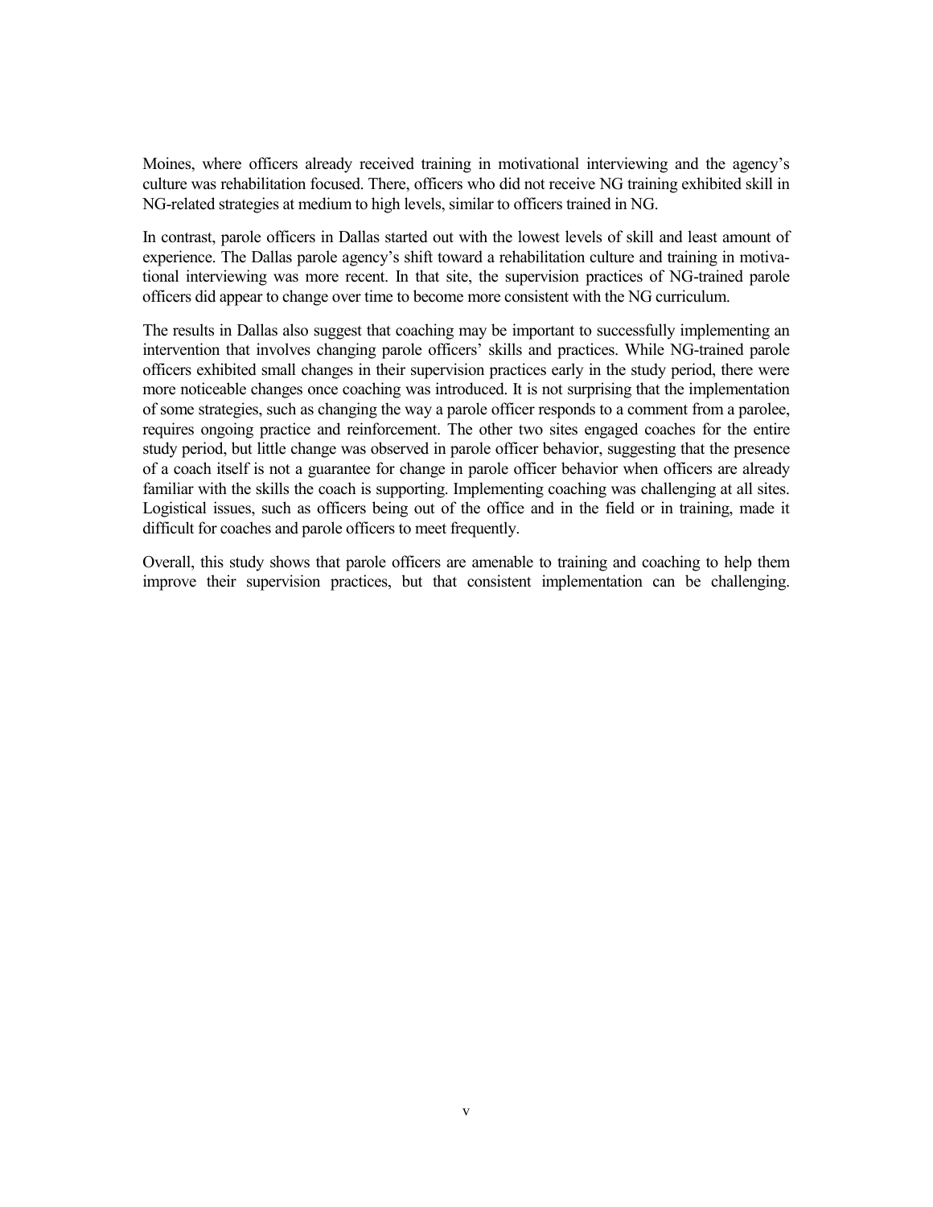Moines, where officers already received training in motivational interviewing and the agency's culture was rehabilitation focused. There, officers who did not receive NG training exhibited skill in NG-related strategies at medium to high levels, similar to officers trained in NG.

In contrast, parole officers in Dallas started out with the lowest levels of skill and least amount of experience. The Dallas parole agency's shift toward a rehabilitation culture and training in motivational interviewing was more recent. In that site, the supervision practices of NG-trained parole officers did appear to change over time to become more consistent with the NG curriculum.

The results in Dallas also suggest that coaching may be important to successfully implementing an intervention that involves changing parole officers' skills and practices. While NG-trained parole officers exhibited small changes in their supervision practices early in the study period, there were more noticeable changes once coaching was introduced. It is not surprising that the implementation of some strategies, such as changing the way a parole officer responds to a comment from a parolee, requires ongoing practice and reinforcement. The other two sites engaged coaches for the entire study period, but little change was observed in parole officer behavior, suggesting that the presence of a coach itself is not a guarantee for change in parole officer behavior when officers are already familiar with the skills the coach is supporting. Implementing coaching was challenging at all sites. Logistical issues, such as officers being out of the office and in the field or in training, made it difficult for coaches and parole officers to meet frequently.

Overall, this study shows that parole officers are amenable to training and coaching to help them improve their supervision practices, but that consistent implementation can be challenging.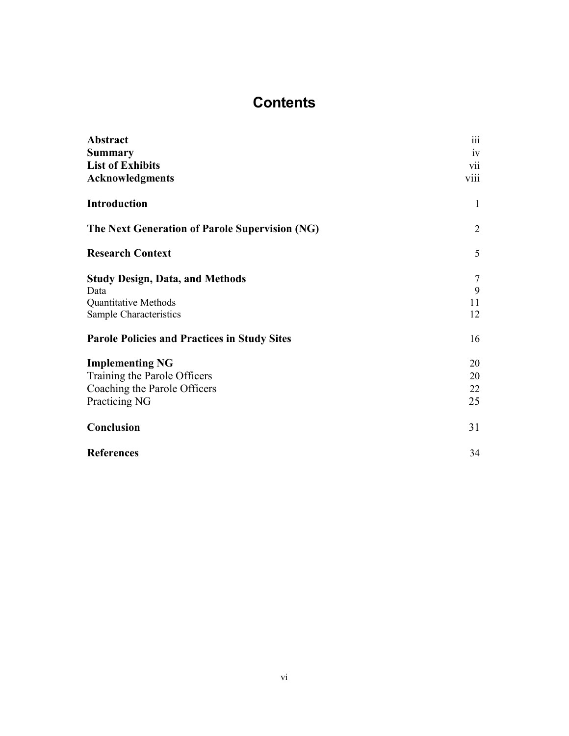# Contents

| | |
|---|---|
| **Abstract** | iii |
| **Summary** | iv |
| **List of Exhibits** | vii |
| **Acknowledgments** | viii |
| **Introduction** | 1 |
| **The Next Generation of Parole Supervision (NG)** | 2 |
| **Research Context** | 5 |
| **Study Design, Data, and Methods** | 7 |
| Data | 9 |
| Quantitative Methods | 11 |
| Sample Characteristics | 12 |
| **Parole Policies and Practices in Study Sites** | 16 |
| **Implementing NG** | 20 |
| Training the Parole Officers | 20 |
| Coaching the Parole Officers | 22 |
| Practicing NG | 25 |
| **Conclusion** | 31 |
| **References** | 34 |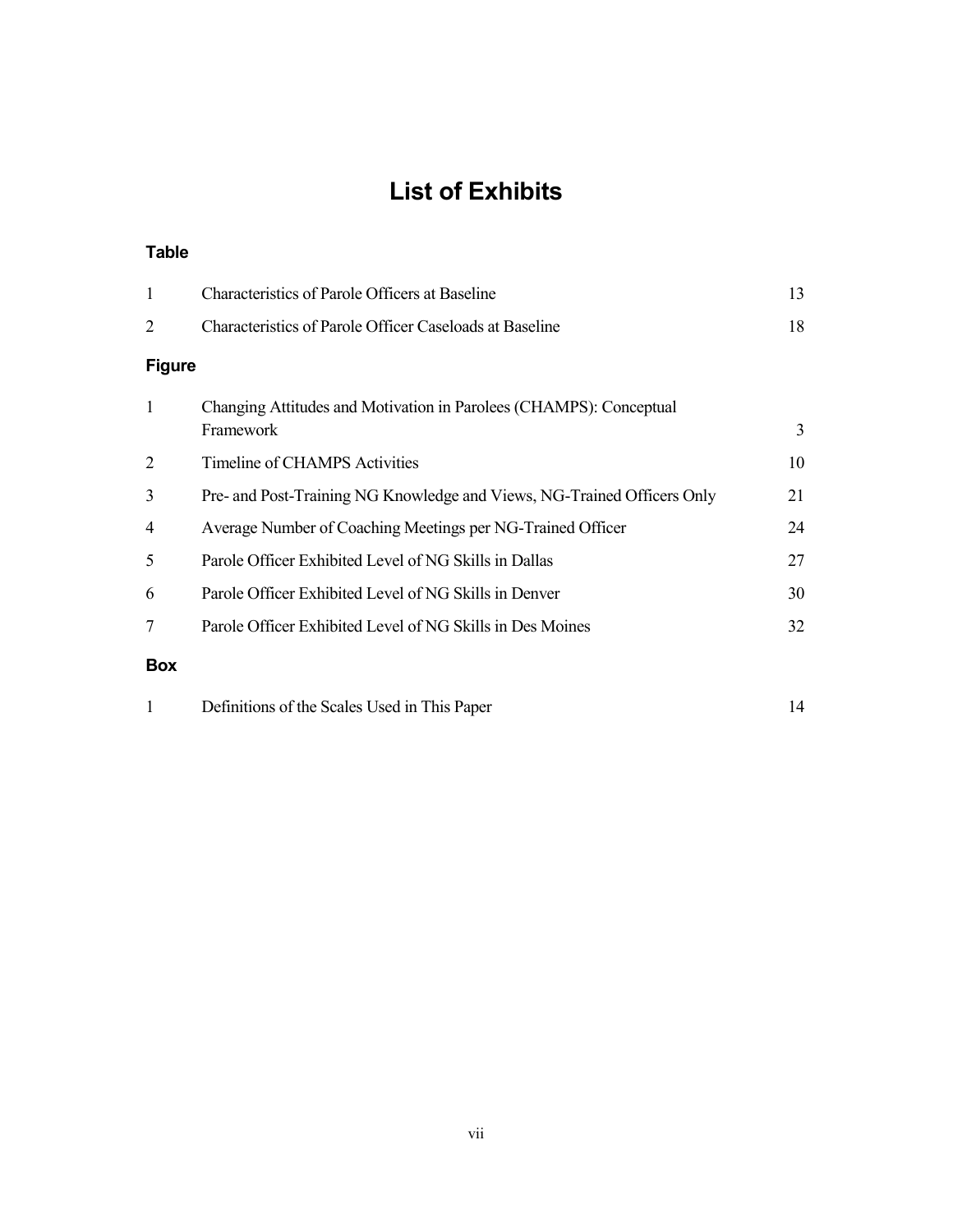# List of Exhibits

### Table

| | | |
|---|---|---|
| 1 | Characteristics of Parole Officers at Baseline | 13 |
| 2 | Characteristics of Parole Officer Caseloads at Baseline | 18 |

### Figure

| | | |
|---|---|---|
| 1 | Changing Attitudes and Motivation in Parolees (CHAMPS): Conceptual Framework | 3 |
| 2 | Timeline of CHAMPS Activities | 10 |
| 3 | Pre- and Post-Training NG Knowledge and Views, NG-Trained Officers Only | 21 |
| 4 | Average Number of Coaching Meetings per NG-Trained Officer | 24 |
| 5 | Parole Officer Exhibited Level of NG Skills in Dallas | 27 |
| 6 | Parole Officer Exhibited Level of NG Skills in Denver | 30 |
| 7 | Parole Officer Exhibited Level of NG Skills in Des Moines | 32 |

### Box

| | | |
|---|---|---|
| 1 | Definitions of the Scales Used in This Paper | 14 |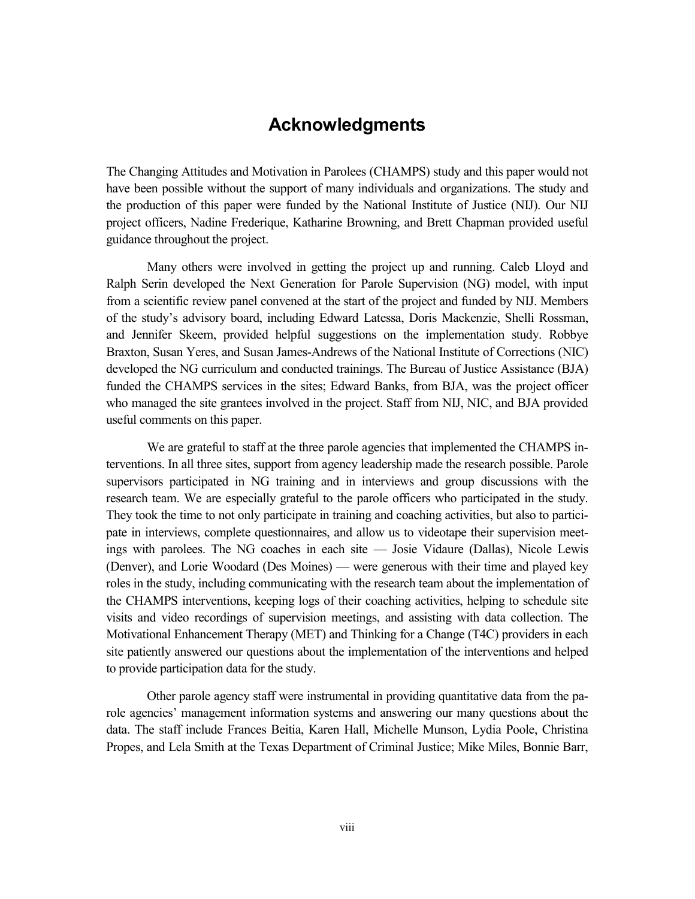# Acknowledgments

The Changing Attitudes and Motivation in Parolees (CHAMPS) study and this paper would not have been possible without the support of many individuals and organizations. The study and the production of this paper were funded by the National Institute of Justice (NIJ). Our NIJ project officers, Nadine Frederique, Katharine Browning, and Brett Chapman provided useful guidance throughout the project.

Many others were involved in getting the project up and running. Caleb Lloyd and Ralph Serin developed the Next Generation for Parole Supervision (NG) model, with input from a scientific review panel convened at the start of the project and funded by NIJ. Members of the study's advisory board, including Edward Latessa, Doris Mackenzie, Shelli Rossman, and Jennifer Skeem, provided helpful suggestions on the implementation study. Robbye Braxton, Susan Yeres, and Susan James-Andrews of the National Institute of Corrections (NIC) developed the NG curriculum and conducted trainings. The Bureau of Justice Assistance (BJA) funded the CHAMPS services in the sites; Edward Banks, from BJA, was the project officer who managed the site grantees involved in the project. Staff from NIJ, NIC, and BJA provided useful comments on this paper.

We are grateful to staff at the three parole agencies that implemented the CHAMPS interventions. In all three sites, support from agency leadership made the research possible. Parole supervisors participated in NG training and in interviews and group discussions with the research team. We are especially grateful to the parole officers who participated in the study. They took the time to not only participate in training and coaching activities, but also to participate in interviews, complete questionnaires, and allow us to videotape their supervision meetings with parolees. The NG coaches in each site — Josie Vidaure (Dallas), Nicole Lewis (Denver), and Lorie Woodard (Des Moines) — were generous with their time and played key roles in the study, including communicating with the research team about the implementation of the CHAMPS interventions, keeping logs of their coaching activities, helping to schedule site visits and video recordings of supervision meetings, and assisting with data collection. The Motivational Enhancement Therapy (MET) and Thinking for a Change (T4C) providers in each site patiently answered our questions about the implementation of the interventions and helped to provide participation data for the study.

Other parole agency staff were instrumental in providing quantitative data from the parole agencies' management information systems and answering our many questions about the data. The staff include Frances Beitia, Karen Hall, Michelle Munson, Lydia Poole, Christina Propes, and Lela Smith at the Texas Department of Criminal Justice; Mike Miles, Bonnie Barr,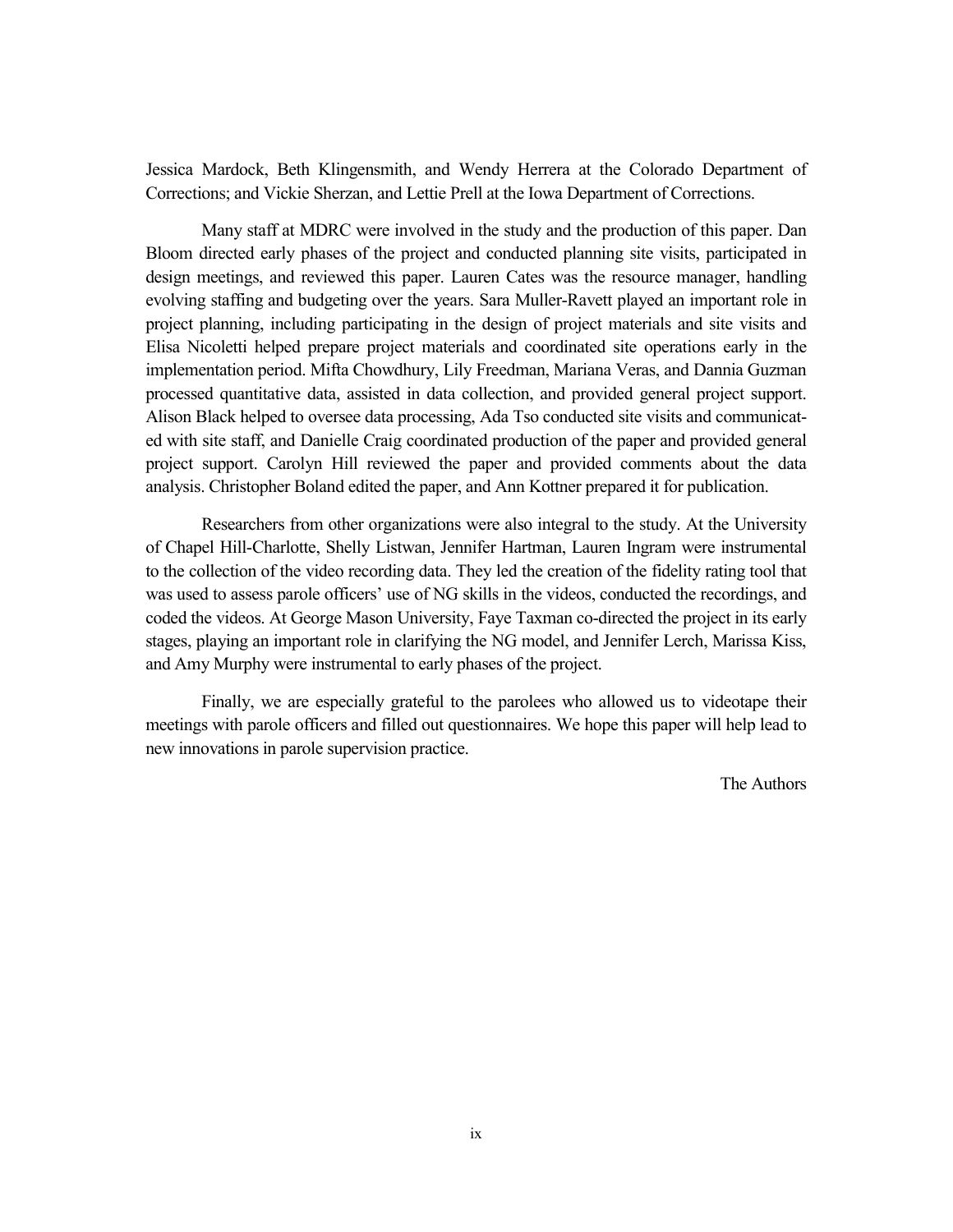Jessica Mardock, Beth Klingensmith, and Wendy Herrera at the Colorado Department of Corrections; and Vickie Sherzan, and Lettie Prell at the Iowa Department of Corrections.

Many staff at MDRC were involved in the study and the production of this paper. Dan Bloom directed early phases of the project and conducted planning site visits, participated in design meetings, and reviewed this paper. Lauren Cates was the resource manager, handling evolving staffing and budgeting over the years. Sara Muller-Ravett played an important role in project planning, including participating in the design of project materials and site visits and Elisa Nicoletti helped prepare project materials and coordinated site operations early in the implementation period. Mifta Chowdhury, Lily Freedman, Mariana Veras, and Dannia Guzman processed quantitative data, assisted in data collection, and provided general project support. Alison Black helped to oversee data processing, Ada Tso conducted site visits and communicated with site staff, and Danielle Craig coordinated production of the paper and provided general project support. Carolyn Hill reviewed the paper and provided comments about the data analysis. Christopher Boland edited the paper, and Ann Kottner prepared it for publication.

Researchers from other organizations were also integral to the study. At the University of Chapel Hill-Charlotte, Shelly Listwan, Jennifer Hartman, Lauren Ingram were instrumental to the collection of the video recording data. They led the creation of the fidelity rating tool that was used to assess parole officers' use of NG skills in the videos, conducted the recordings, and coded the videos. At George Mason University, Faye Taxman co-directed the project in its early stages, playing an important role in clarifying the NG model, and Jennifer Lerch, Marissa Kiss, and Amy Murphy were instrumental to early phases of the project.

Finally, we are especially grateful to the parolees who allowed us to videotape their meetings with parole officers and filled out questionnaires. We hope this paper will help lead to new innovations in parole supervision practice.

The Authors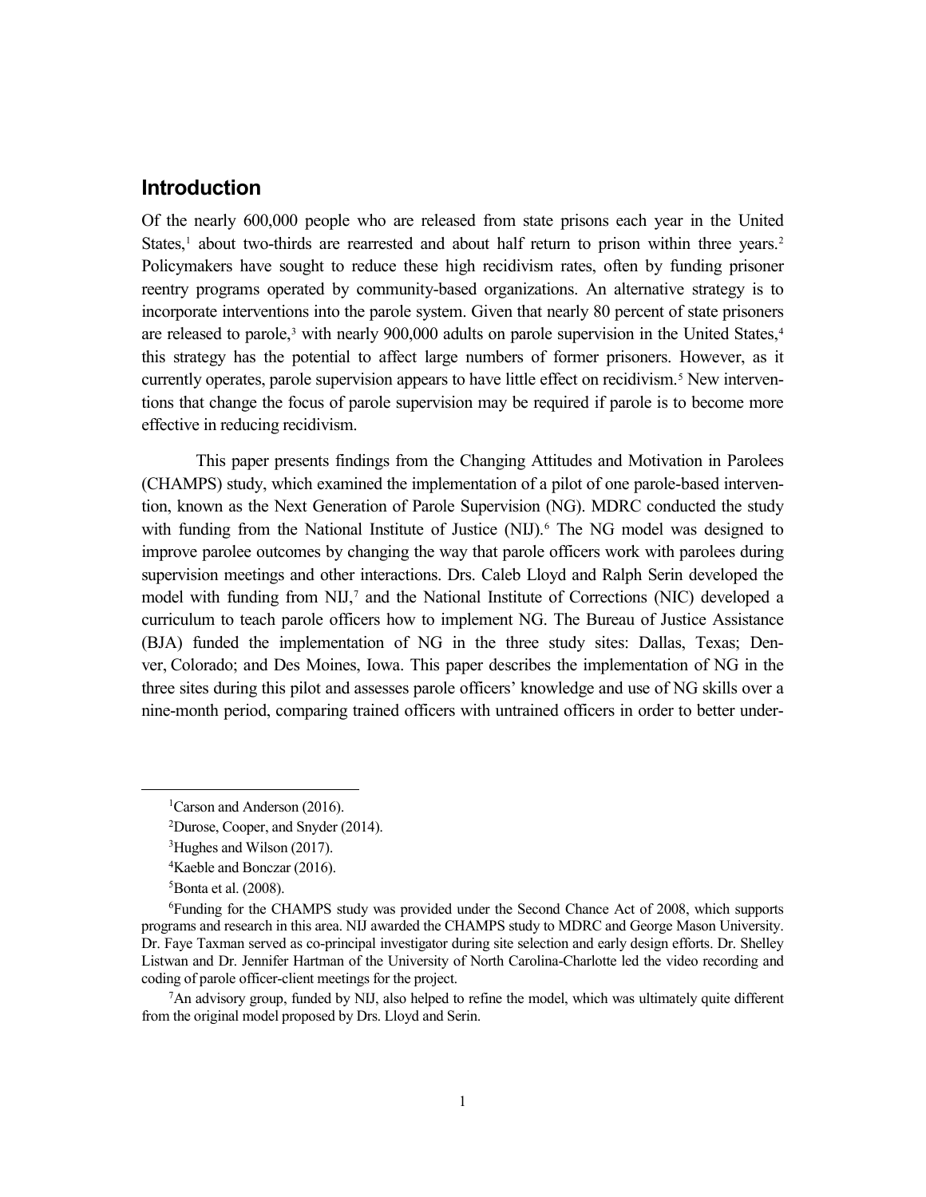## Introduction

Of the nearly 600,000 people who are released from state prisons each year in the United States,[1] about two-thirds are rearrested and about half return to prison within three years.[2] Policymakers have sought to reduce these high recidivism rates, often by funding prisoner reentry programs operated by community-based organizations. An alternative strategy is to incorporate interventions into the parole system. Given that nearly 80 percent of state prisoners are released to parole,[3] with nearly 900,000 adults on parole supervision in the United States,[4] this strategy has the potential to affect large numbers of former prisoners. However, as it currently operates, parole supervision appears to have little effect on recidivism.[5] New interventions that change the focus of parole supervision may be required if parole is to become more effective in reducing recidivism.

This paper presents findings from the Changing Attitudes and Motivation in Parolees (CHAMPS) study, which examined the implementation of a pilot of one parole-based intervention, known as the Next Generation of Parole Supervision (NG). MDRC conducted the study with funding from the National Institute of Justice (NIJ).[6] The NG model was designed to improve parolee outcomes by changing the way that parole officers work with parolees during supervision meetings and other interactions. Drs. Caleb Lloyd and Ralph Serin developed the model with funding from NIJ,[7] and the National Institute of Corrections (NIC) developed a curriculum to teach parole officers how to implement NG. The Bureau of Justice Assistance (BJA) funded the implementation of NG in the three study sites: Dallas, Texas; Denver, Colorado; and Des Moines, Iowa. This paper describes the implementation of NG in the three sites during this pilot and assesses parole officers' knowledge and use of NG skills over a nine-month period, comparing trained officers with untrained officers in order to better under-

---

[1] Carson and Anderson (2016).

[2] Durose, Cooper, and Snyder (2014).

[3] Hughes and Wilson (2017).

[4] Kaeble and Bonczar (2016).

[5] Bonta et al. (2008).

[6] Funding for the CHAMPS study was provided under the Second Chance Act of 2008, which supports programs and research in this area. NIJ awarded the CHAMPS study to MDRC and George Mason University. Dr. Faye Taxman served as co-principal investigator during site selection and early design efforts. Dr. Shelley Listwan and Dr. Jennifer Hartman of the University of North Carolina-Charlotte led the video recording and coding of parole officer-client meetings for the project.

[7] An advisory group, funded by NIJ, also helped to refine the model, which was ultimately quite different from the original model proposed by Drs. Lloyd and Serin.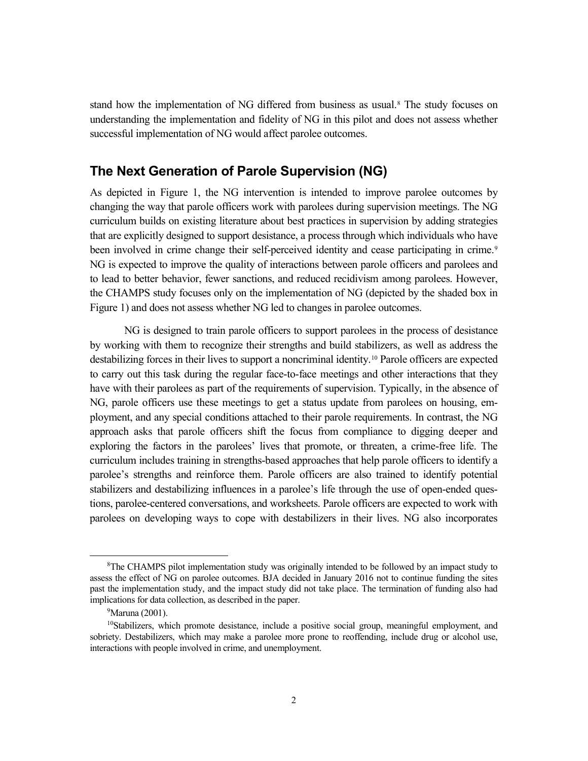stand how the implementation of NG differed from business as usual.[8] The study focuses on understanding the implementation and fidelity of NG in this pilot and does not assess whether successful implementation of NG would affect parolee outcomes.

## The Next Generation of Parole Supervision (NG)

As depicted in Figure 1, the NG intervention is intended to improve parolee outcomes by changing the way that parole officers work with parolees during supervision meetings. The NG curriculum builds on existing literature about best practices in supervision by adding strategies that are explicitly designed to support desistance, a process through which individuals who have been involved in crime change their self-perceived identity and cease participating in crime.[9] NG is expected to improve the quality of interactions between parole officers and parolees and to lead to better behavior, fewer sanctions, and reduced recidivism among parolees. However, the CHAMPS study focuses only on the implementation of NG (depicted by the shaded box in Figure 1) and does not assess whether NG led to changes in parolee outcomes.

NG is designed to train parole officers to support parolees in the process of desistance by working with them to recognize their strengths and build stabilizers, as well as address the destabilizing forces in their lives to support a noncriminal identity.[10] Parole officers are expected to carry out this task during the regular face-to-face meetings and other interactions that they have with their parolees as part of the requirements of supervision. Typically, in the absence of NG, parole officers use these meetings to get a status update from parolees on housing, employment, and any special conditions attached to their parole requirements. In contrast, the NG approach asks that parole officers shift the focus from compliance to digging deeper and exploring the factors in the parolees' lives that promote, or threaten, a crime-free life. The curriculum includes training in strengths-based approaches that help parole officers to identify a parolee's strengths and reinforce them. Parole officers are also trained to identify potential stabilizers and destabilizing influences in a parolee's life through the use of open-ended questions, parolee-centered conversations, and worksheets. Parole officers are expected to work with parolees on developing ways to cope with destabilizers in their lives. NG also incorporates

[8]The CHAMPS pilot implementation study was originally intended to be followed by an impact study to assess the effect of NG on parolee outcomes. BJA decided in January 2016 not to continue funding the sites past the implementation study, and the impact study did not take place. The termination of funding also had implications for data collection, as described in the paper.

[9]Maruna (2001).

[10]Stabilizers, which promote desistance, include a positive social group, meaningful employment, and sobriety. Destabilizers, which may make a parolee more prone to reoffending, include drug or alcohol use, interactions with people involved in crime, and unemployment.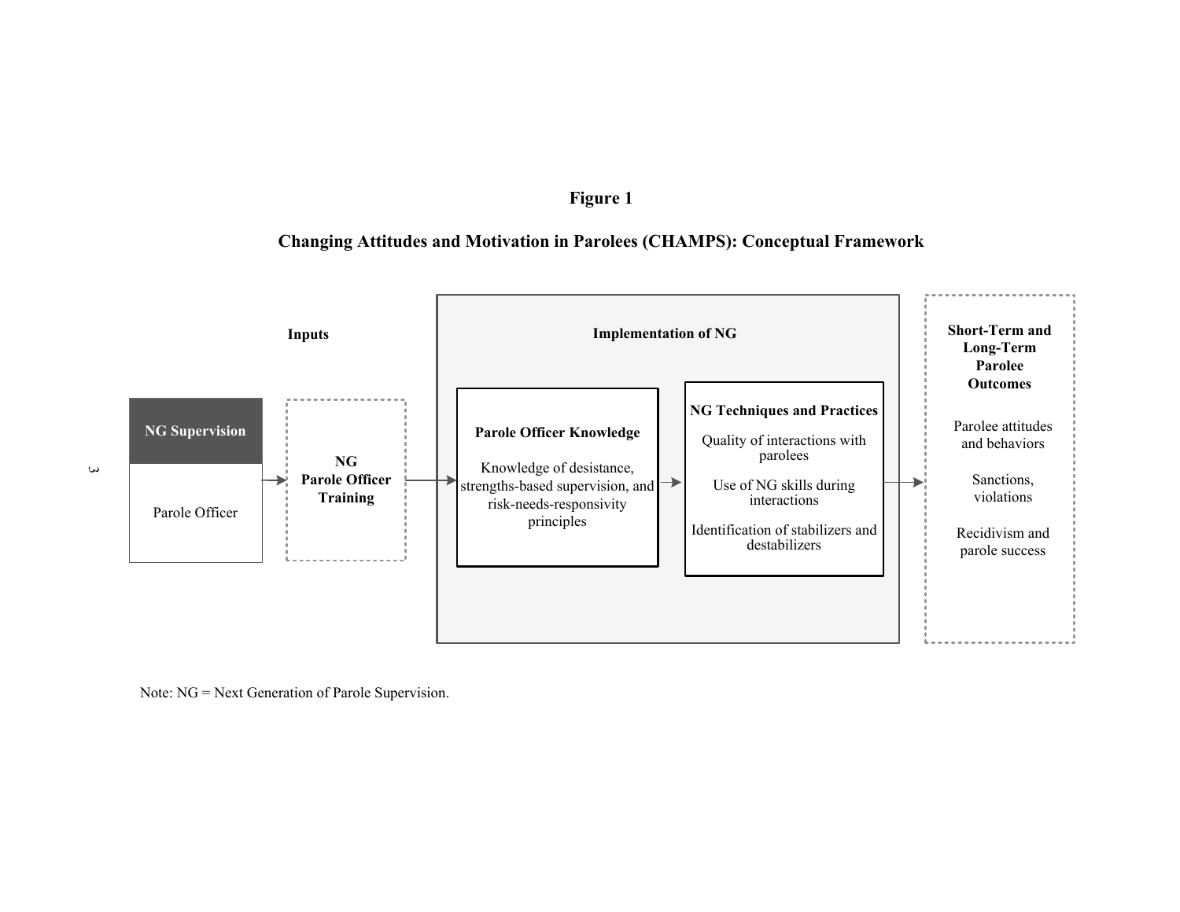**Figure 1**

**Changing Attitudes and Motivation in Parolees (CHAMPS): Conceptual Framework**

**Inputs**

**NG Supervision**

Parole Officer

→ **NG Parole Officer Training**

→ **Implementation of NG**

**Parole Officer Knowledge**

Knowledge of desistance, strengths-based supervision, and risk-needs-responsivity principles

→ **NG Techniques and Practices**

Quality of interactions with parolees

Use of NG skills during interactions

Identification of stabilizers and destabilizers

→ **Short-Term and Long-Term Parolee Outcomes**

Parolee attitudes and behaviors

Sanctions, violations

Recidivism and parole success

Note: NG = Next Generation of Parole Supervision.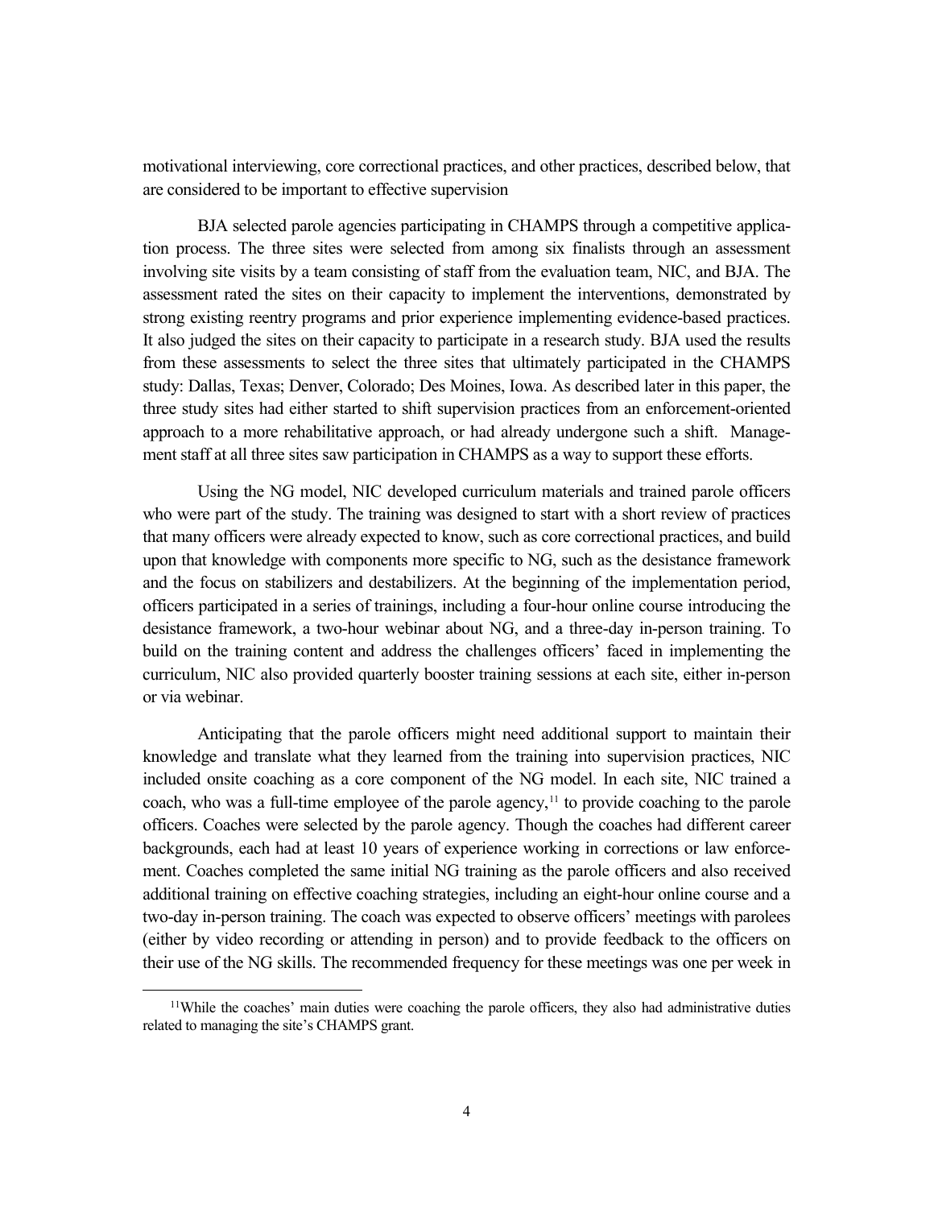motivational interviewing, core correctional practices, and other practices, described below, that are considered to be important to effective supervision

BJA selected parole agencies participating in CHAMPS through a competitive application process. The three sites were selected from among six finalists through an assessment involving site visits by a team consisting of staff from the evaluation team, NIC, and BJA. The assessment rated the sites on their capacity to implement the interventions, demonstrated by strong existing reentry programs and prior experience implementing evidence-based practices. It also judged the sites on their capacity to participate in a research study. BJA used the results from these assessments to select the three sites that ultimately participated in the CHAMPS study: Dallas, Texas; Denver, Colorado; Des Moines, Iowa. As described later in this paper, the three study sites had either started to shift supervision practices from an enforcement-oriented approach to a more rehabilitative approach, or had already undergone such a shift. Management staff at all three sites saw participation in CHAMPS as a way to support these efforts.

Using the NG model, NIC developed curriculum materials and trained parole officers who were part of the study. The training was designed to start with a short review of practices that many officers were already expected to know, such as core correctional practices, and build upon that knowledge with components more specific to NG, such as the desistance framework and the focus on stabilizers and destabilizers. At the beginning of the implementation period, officers participated in a series of trainings, including a four-hour online course introducing the desistance framework, a two-hour webinar about NG, and a three-day in-person training. To build on the training content and address the challenges officers' faced in implementing the curriculum, NIC also provided quarterly booster training sessions at each site, either in-person or via webinar.

Anticipating that the parole officers might need additional support to maintain their knowledge and translate what they learned from the training into supervision practices, NIC included onsite coaching as a core component of the NG model. In each site, NIC trained a coach, who was a full-time employee of the parole agency,[11] to provide coaching to the parole officers. Coaches were selected by the parole agency. Though the coaches had different career backgrounds, each had at least 10 years of experience working in corrections or law enforcement. Coaches completed the same initial NG training as the parole officers and also received additional training on effective coaching strategies, including an eight-hour online course and a two-day in-person training. The coach was expected to observe officers' meetings with parolees (either by video recording or attending in person) and to provide feedback to the officers on their use of the NG skills. The recommended frequency for these meetings was one per week in

[11]While the coaches' main duties were coaching the parole officers, they also had administrative duties related to managing the site's CHAMPS grant.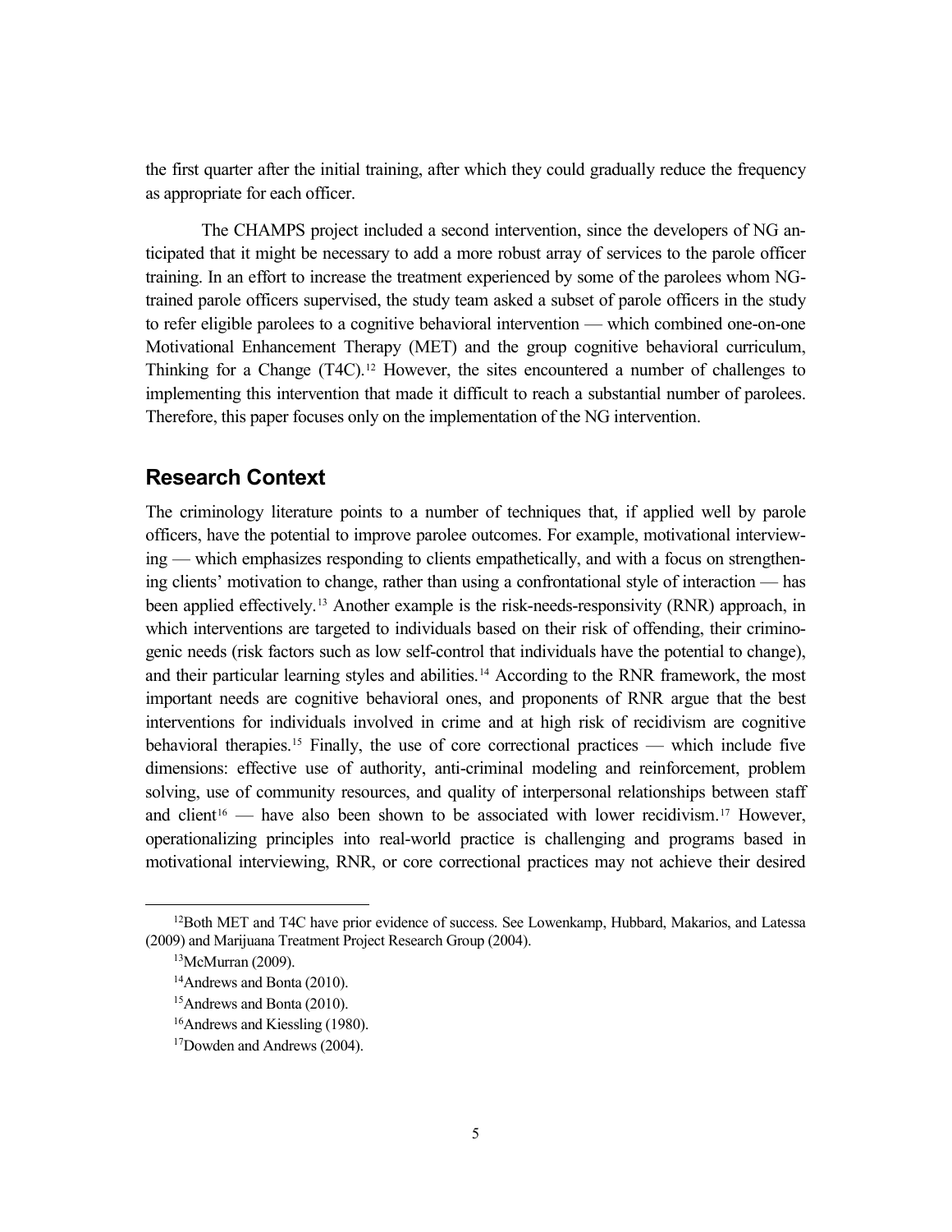the first quarter after the initial training, after which they could gradually reduce the frequency as appropriate for each officer.

The CHAMPS project included a second intervention, since the developers of NG anticipated that it might be necessary to add a more robust array of services to the parole officer training. In an effort to increase the treatment experienced by some of the parolees whom NG-trained parole officers supervised, the study team asked a subset of parole officers in the study to refer eligible parolees to a cognitive behavioral intervention — which combined one-on-one Motivational Enhancement Therapy (MET) and the group cognitive behavioral curriculum, Thinking for a Change (T4C).[12] However, the sites encountered a number of challenges to implementing this intervention that made it difficult to reach a substantial number of parolees. Therefore, this paper focuses only on the implementation of the NG intervention.

## Research Context

The criminology literature points to a number of techniques that, if applied well by parole officers, have the potential to improve parolee outcomes. For example, motivational interviewing — which emphasizes responding to clients empathetically, and with a focus on strengthening clients' motivation to change, rather than using a confrontational style of interaction — has been applied effectively.[13] Another example is the risk-needs-responsivity (RNR) approach, in which interventions are targeted to individuals based on their risk of offending, their criminogenic needs (risk factors such as low self-control that individuals have the potential to change), and their particular learning styles and abilities.[14] According to the RNR framework, the most important needs are cognitive behavioral ones, and proponents of RNR argue that the best interventions for individuals involved in crime and at high risk of recidivism are cognitive behavioral therapies.[15] Finally, the use of core correctional practices — which include five dimensions: effective use of authority, anti-criminal modeling and reinforcement, problem solving, use of community resources, and quality of interpersonal relationships between staff and client[16] — have also been shown to be associated with lower recidivism.[17] However, operationalizing principles into real-world practice is challenging and programs based in motivational interviewing, RNR, or core correctional practices may not achieve their desired

---

[12]Both MET and T4C have prior evidence of success. See Lowenkamp, Hubbard, Makarios, and Latessa (2009) and Marijuana Treatment Project Research Group (2004).

[13]McMurran (2009).

[14]Andrews and Bonta (2010).

[15]Andrews and Bonta (2010).

[16]Andrews and Kiessling (1980).

[17]Dowden and Andrews (2004).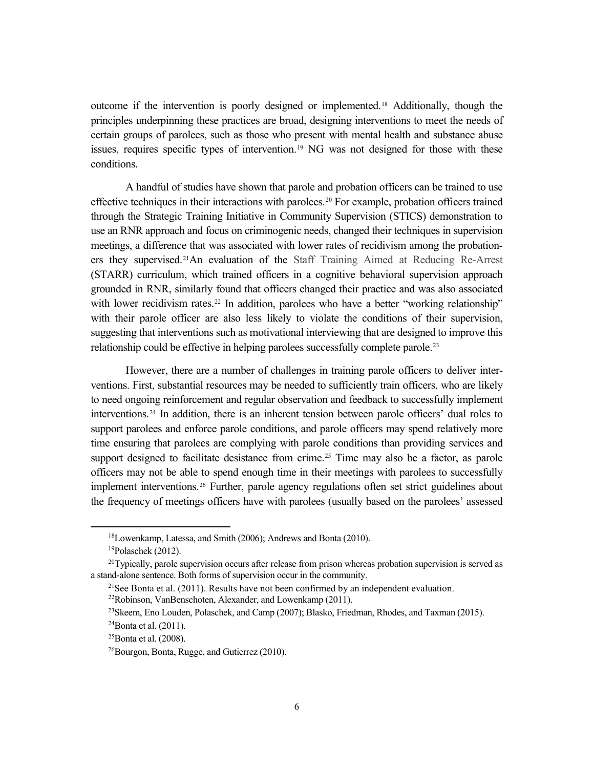outcome if the intervention is poorly designed or implemented.[18] Additionally, though the principles underpinning these practices are broad, designing interventions to meet the needs of certain groups of parolees, such as those who present with mental health and substance abuse issues, requires specific types of intervention.[19] NG was not designed for those with these conditions.

A handful of studies have shown that parole and probation officers can be trained to use effective techniques in their interactions with parolees.[20] For example, probation officers trained through the Strategic Training Initiative in Community Supervision (STICS) demonstration to use an RNR approach and focus on criminogenic needs, changed their techniques in supervision meetings, a difference that was associated with lower rates of recidivism among the probationers they supervised.[21]An evaluation of the Staff Training Aimed at Reducing Re-Arrest (STARR) curriculum, which trained officers in a cognitive behavioral supervision approach grounded in RNR, similarly found that officers changed their practice and was also associated with lower recidivism rates.[22] In addition, parolees who have a better "working relationship" with their parole officer are also less likely to violate the conditions of their supervision, suggesting that interventions such as motivational interviewing that are designed to improve this relationship could be effective in helping parolees successfully complete parole.[23]

However, there are a number of challenges in training parole officers to deliver interventions. First, substantial resources may be needed to sufficiently train officers, who are likely to need ongoing reinforcement and regular observation and feedback to successfully implement interventions.[24] In addition, there is an inherent tension between parole officers' dual roles to support parolees and enforce parole conditions, and parole officers may spend relatively more time ensuring that parolees are complying with parole conditions than providing services and support designed to facilitate desistance from crime.[25] Time may also be a factor, as parole officers may not be able to spend enough time in their meetings with parolees to successfully implement interventions.[26] Further, parole agency regulations often set strict guidelines about the frequency of meetings officers have with parolees (usually based on the parolees' assessed

---

[18]Lowenkamp, Latessa, and Smith (2006); Andrews and Bonta (2010).

[19]Polaschek (2012).

[20]Typically, parole supervision occurs after release from prison whereas probation supervision is served as a stand-alone sentence. Both forms of supervision occur in the community.

[21]See Bonta et al. (2011). Results have not been confirmed by an independent evaluation.

[22]Robinson, VanBenschoten, Alexander, and Lowenkamp (2011).

[23]Skeem, Eno Louden, Polaschek, and Camp (2007); Blasko, Friedman, Rhodes, and Taxman (2015).

[24]Bonta et al. (2011).

[25]Bonta et al. (2008).

[26]Bourgon, Bonta, Rugge, and Gutierrez (2010).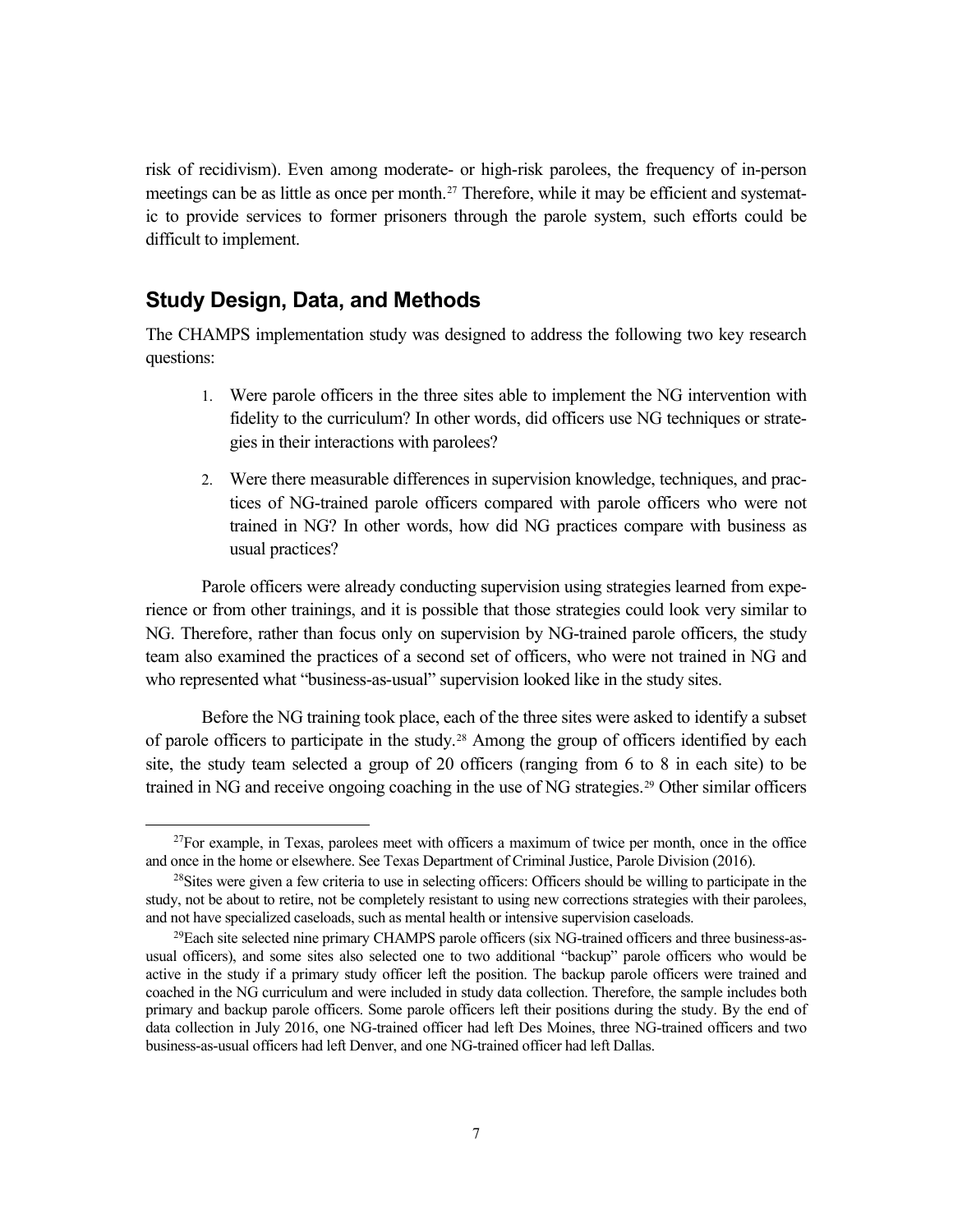risk of recidivism). Even among moderate- or high-risk parolees, the frequency of in-person meetings can be as little as once per month.[27] Therefore, while it may be efficient and systematic to provide services to former prisoners through the parole system, such efforts could be difficult to implement.

## Study Design, Data, and Methods

The CHAMPS implementation study was designed to address the following two key research questions:

1. Were parole officers in the three sites able to implement the NG intervention with fidelity to the curriculum? In other words, did officers use NG techniques or strategies in their interactions with parolees?
2. Were there measurable differences in supervision knowledge, techniques, and practices of NG-trained parole officers compared with parole officers who were not trained in NG? In other words, how did NG practices compare with business as usual practices?

Parole officers were already conducting supervision using strategies learned from experience or from other trainings, and it is possible that those strategies could look very similar to NG. Therefore, rather than focus only on supervision by NG-trained parole officers, the study team also examined the practices of a second set of officers, who were not trained in NG and who represented what "business-as-usual" supervision looked like in the study sites.

Before the NG training took place, each of the three sites were asked to identify a subset of parole officers to participate in the study.[28] Among the group of officers identified by each site, the study team selected a group of 20 officers (ranging from 6 to 8 in each site) to be trained in NG and receive ongoing coaching in the use of NG strategies.[29] Other similar officers

---

[27] For example, in Texas, parolees meet with officers a maximum of twice per month, once in the office and once in the home or elsewhere. See Texas Department of Criminal Justice, Parole Division (2016).

[28] Sites were given a few criteria to use in selecting officers: Officers should be willing to participate in the study, not be about to retire, not be completely resistant to using new corrections strategies with their parolees, and not have specialized caseloads, such as mental health or intensive supervision caseloads.

[29] Each site selected nine primary CHAMPS parole officers (six NG-trained officers and three business-as-usual officers), and some sites also selected one to two additional "backup" parole officers who would be active in the study if a primary study officer left the position. The backup parole officers were trained and coached in the NG curriculum and were included in study data collection. Therefore, the sample includes both primary and backup parole officers. Some parole officers left their positions during the study. By the end of data collection in July 2016, one NG-trained officer had left Des Moines, three NG-trained officers and two business-as-usual officers had left Denver, and one NG-trained officer had left Dallas.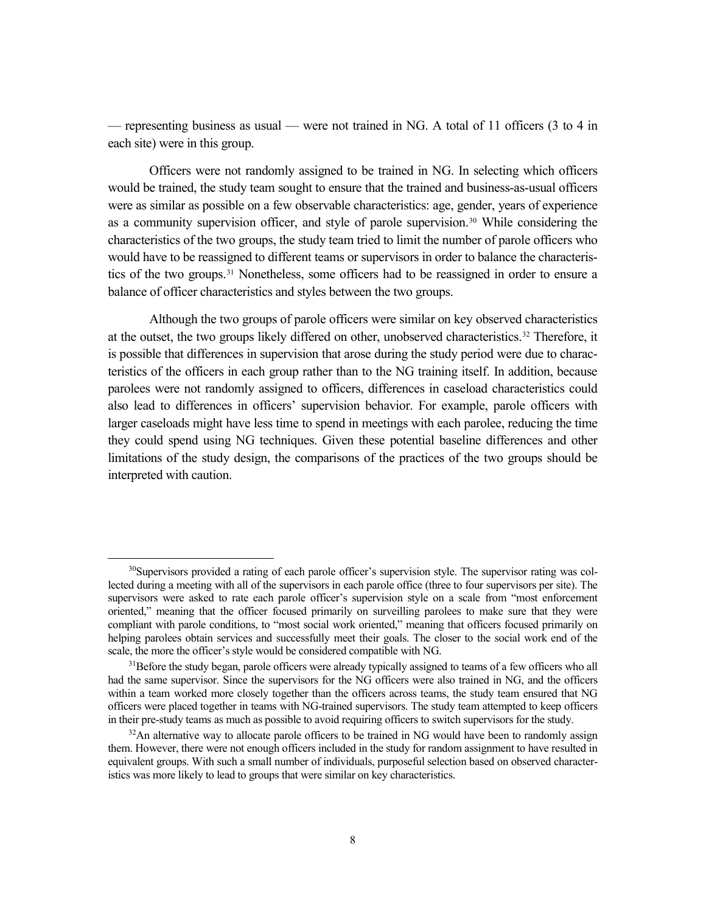— representing business as usual — were not trained in NG. A total of 11 officers (3 to 4 in each site) were in this group.

Officers were not randomly assigned to be trained in NG. In selecting which officers would be trained, the study team sought to ensure that the trained and business-as-usual officers were as similar as possible on a few observable characteristics: age, gender, years of experience as a community supervision officer, and style of parole supervision.[30] While considering the characteristics of the two groups, the study team tried to limit the number of parole officers who would have to be reassigned to different teams or supervisors in order to balance the characteristics of the two groups.[31] Nonetheless, some officers had to be reassigned in order to ensure a balance of officer characteristics and styles between the two groups.

Although the two groups of parole officers were similar on key observed characteristics at the outset, the two groups likely differed on other, unobserved characteristics.[32] Therefore, it is possible that differences in supervision that arose during the study period were due to characteristics of the officers in each group rather than to the NG training itself. In addition, because parolees were not randomly assigned to officers, differences in caseload characteristics could also lead to differences in officers' supervision behavior. For example, parole officers with larger caseloads might have less time to spend in meetings with each parolee, reducing the time they could spend using NG techniques. Given these potential baseline differences and other limitations of the study design, the comparisons of the practices of the two groups should be interpreted with caution.

---

[30]Supervisors provided a rating of each parole officer's supervision style. The supervisor rating was collected during a meeting with all of the supervisors in each parole office (three to four supervisors per site). The supervisors were asked to rate each parole officer's supervision style on a scale from "most enforcement oriented," meaning that the officer focused primarily on surveilling parolees to make sure that they were compliant with parole conditions, to "most social work oriented," meaning that officers focused primarily on helping parolees obtain services and successfully meet their goals. The closer to the social work end of the scale, the more the officer's style would be considered compatible with NG.

[31]Before the study began, parole officers were already typically assigned to teams of a few officers who all had the same supervisor. Since the supervisors for the NG officers were also trained in NG, and the officers within a team worked more closely together than the officers across teams, the study team ensured that NG officers were placed together in teams with NG-trained supervisors. The study team attempted to keep officers in their pre-study teams as much as possible to avoid requiring officers to switch supervisors for the study.

[32]An alternative way to allocate parole officers to be trained in NG would have been to randomly assign them. However, there were not enough officers included in the study for random assignment to have resulted in equivalent groups. With such a small number of individuals, purposeful selection based on observed characteristics was more likely to lead to groups that were similar on key characteristics.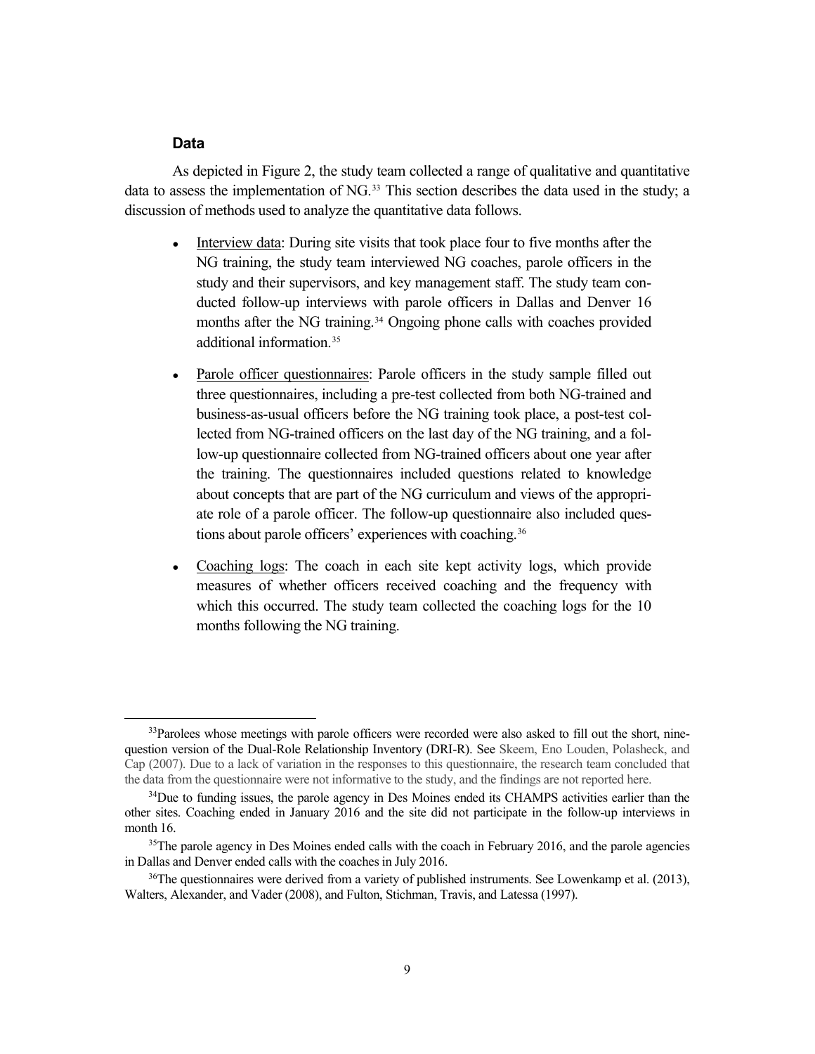### Data

As depicted in Figure 2, the study team collected a range of qualitative and quantitative data to assess the implementation of NG.[33] This section describes the data used in the study; a discussion of methods used to analyze the quantitative data follows.

- Interview data: During site visits that took place four to five months after the NG training, the study team interviewed NG coaches, parole officers in the study and their supervisors, and key management staff. The study team conducted follow-up interviews with parole officers in Dallas and Denver 16 months after the NG training.[34] Ongoing phone calls with coaches provided additional information.[35]

- Parole officer questionnaires: Parole officers in the study sample filled out three questionnaires, including a pre-test collected from both NG-trained and business-as-usual officers before the NG training took place, a post-test collected from NG-trained officers on the last day of the NG training, and a follow-up questionnaire collected from NG-trained officers about one year after the training. The questionnaires included questions related to knowledge about concepts that are part of the NG curriculum and views of the appropriate role of a parole officer. The follow-up questionnaire also included questions about parole officers' experiences with coaching.[36]

- Coaching logs: The coach in each site kept activity logs, which provide measures of whether officers received coaching and the frequency with which this occurred. The study team collected the coaching logs for the 10 months following the NG training.

---

[33]Parolees whose meetings with parole officers were recorded were also asked to fill out the short, nine-question version of the Dual-Role Relationship Inventory (DRI-R). See Skeem, Eno Louden, Polasheck, and Cap (2007). Due to a lack of variation in the responses to this questionnaire, the research team concluded that the data from the questionnaire were not informative to the study, and the findings are not reported here.

[34]Due to funding issues, the parole agency in Des Moines ended its CHAMPS activities earlier than the other sites. Coaching ended in January 2016 and the site did not participate in the follow-up interviews in month 16.

[35]The parole agency in Des Moines ended calls with the coach in February 2016, and the parole agencies in Dallas and Denver ended calls with the coaches in July 2016.

[36]The questionnaires were derived from a variety of published instruments. See Lowenkamp et al. (2013), Walters, Alexander, and Vader (2008), and Fulton, Stichman, Travis, and Latessa (1997).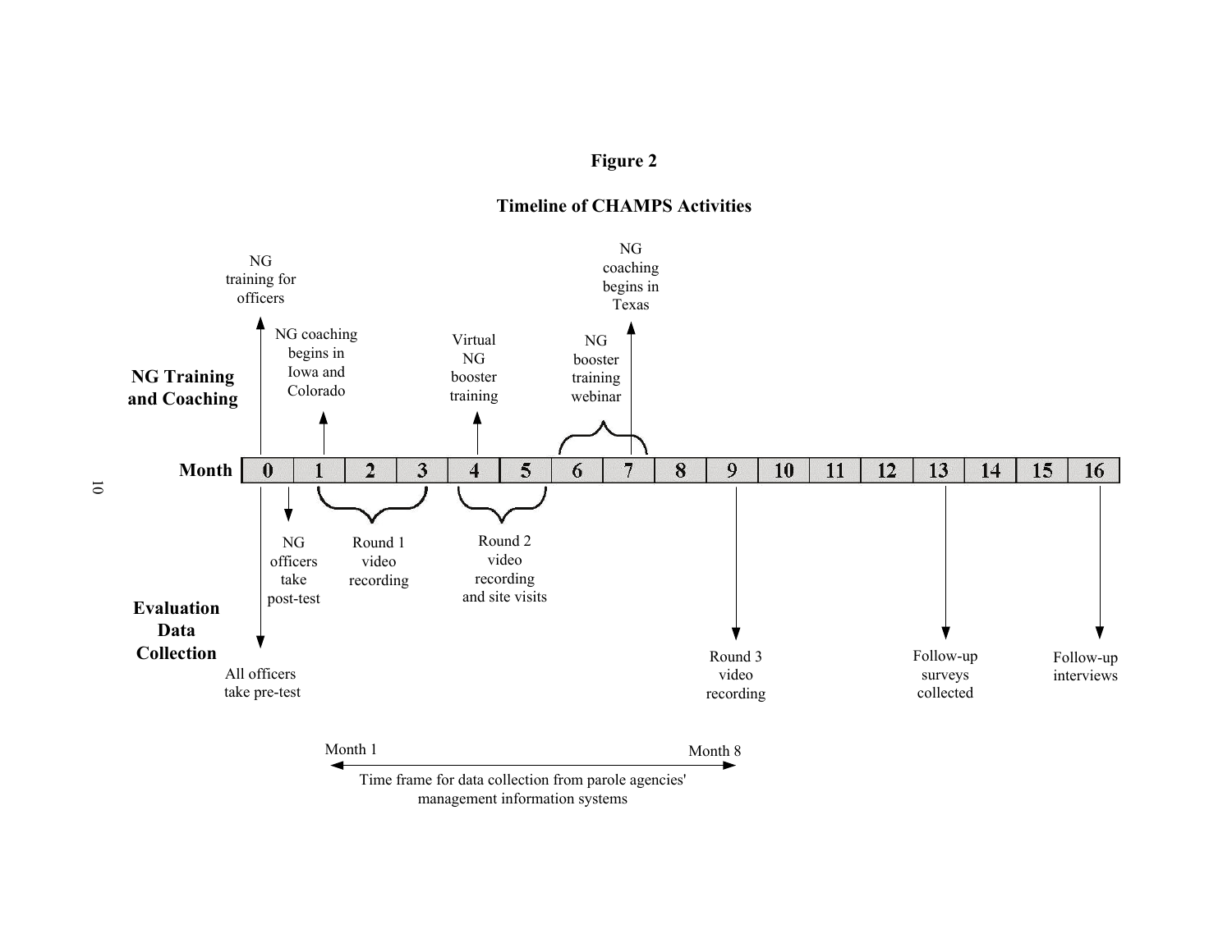**Figure 2**

**Timeline of CHAMPS Activities**

**NG Training and Coaching**

- Month 0: NG training for officers
- Month 1: NG coaching begins in Iowa and Colorado
- Month 4: Virtual NG booster training
- Months 6–7: NG booster training webinar
- Month 7: NG coaching begins in Texas

**Month**

| 0 | 1 | 2 | 3 | 4 | 5 | 6 | 7 | 8 | 9 | 10 | 11 | 12 | 13 | 14 | 15 | 16 |
|---|---|---|---|---|---|---|---|---|---|---|---|---|---|---|---|---|

**Evaluation Data Collection**

- Month 0: All officers take pre-test
- Month 0–1: NG officers take post-test
- Months 1–3: Round 1 video recording
- Months 4–5: Round 2 video recording and site visits
- Month 9: Round 3 video recording
- Month 13: Follow-up surveys collected
- Month 16: Follow-up interviews

Month 1 ← → Month 8: Time frame for data collection from parole agencies' management information systems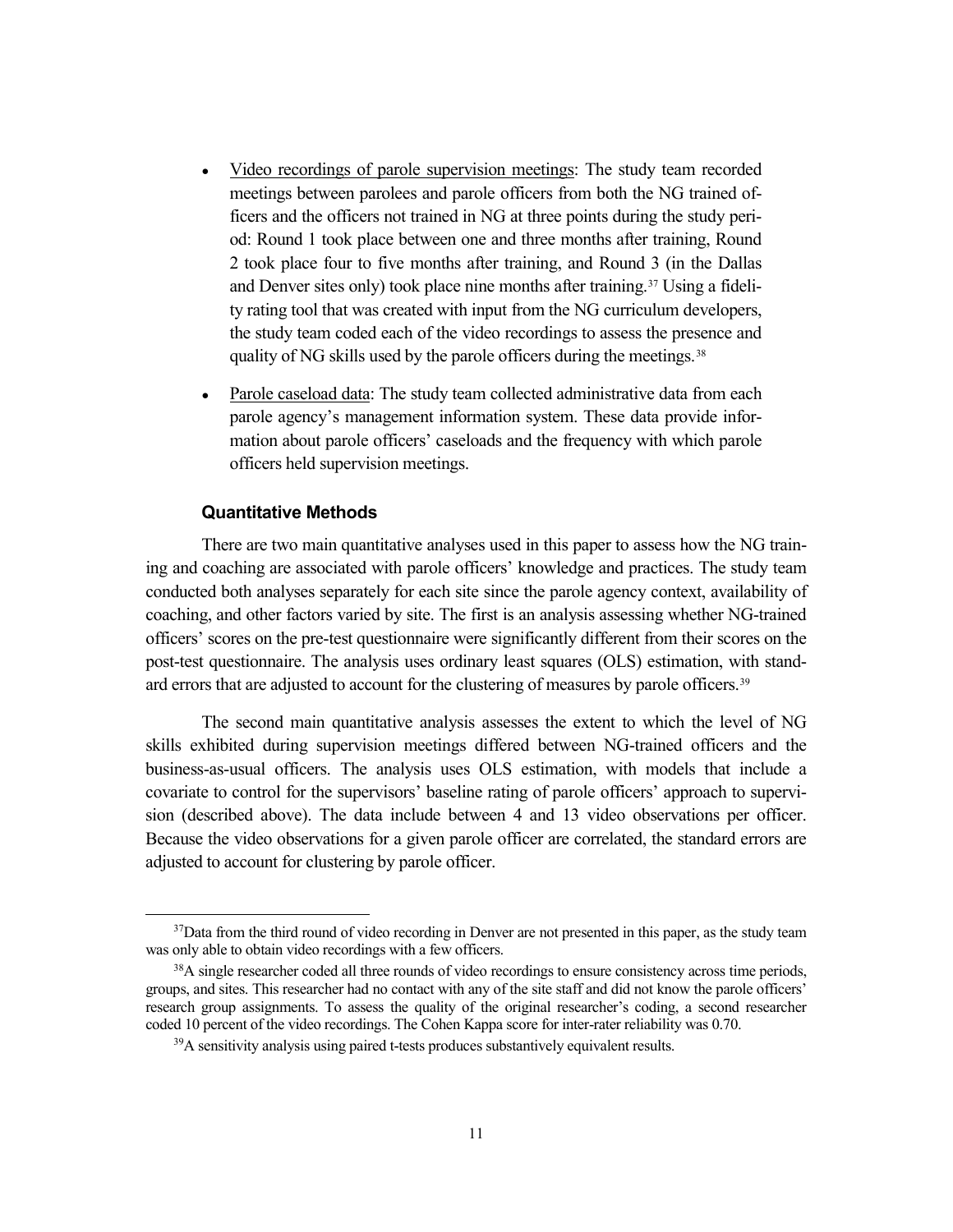- Video recordings of parole supervision meetings: The study team recorded meetings between parolees and parole officers from both the NG trained officers and the officers not trained in NG at three points during the study period: Round 1 took place between one and three months after training, Round 2 took place four to five months after training, and Round 3 (in the Dallas and Denver sites only) took place nine months after training.[37] Using a fidelity rating tool that was created with input from the NG curriculum developers, the study team coded each of the video recordings to assess the presence and quality of NG skills used by the parole officers during the meetings.[38]

- Parole caseload data: The study team collected administrative data from each parole agency's management information system. These data provide information about parole officers' caseloads and the frequency with which parole officers held supervision meetings.

### Quantitative Methods

There are two main quantitative analyses used in this paper to assess how the NG training and coaching are associated with parole officers' knowledge and practices. The study team conducted both analyses separately for each site since the parole agency context, availability of coaching, and other factors varied by site. The first is an analysis assessing whether NG-trained officers' scores on the pre-test questionnaire were significantly different from their scores on the post-test questionnaire. The analysis uses ordinary least squares (OLS) estimation, with standard errors that are adjusted to account for the clustering of measures by parole officers.[39]

The second main quantitative analysis assesses the extent to which the level of NG skills exhibited during supervision meetings differed between NG-trained officers and the business-as-usual officers. The analysis uses OLS estimation, with models that include a covariate to control for the supervisors' baseline rating of parole officers' approach to supervision (described above). The data include between 4 and 13 video observations per officer. Because the video observations for a given parole officer are correlated, the standard errors are adjusted to account for clustering by parole officer.

---

[37] Data from the third round of video recording in Denver are not presented in this paper, as the study team was only able to obtain video recordings with a few officers.

[38] A single researcher coded all three rounds of video recordings to ensure consistency across time periods, groups, and sites. This researcher had no contact with any of the site staff and did not know the parole officers' research group assignments. To assess the quality of the original researcher's coding, a second researcher coded 10 percent of the video recordings. The Cohen Kappa score for inter-rater reliability was 0.70.

[39] A sensitivity analysis using paired t-tests produces substantively equivalent results.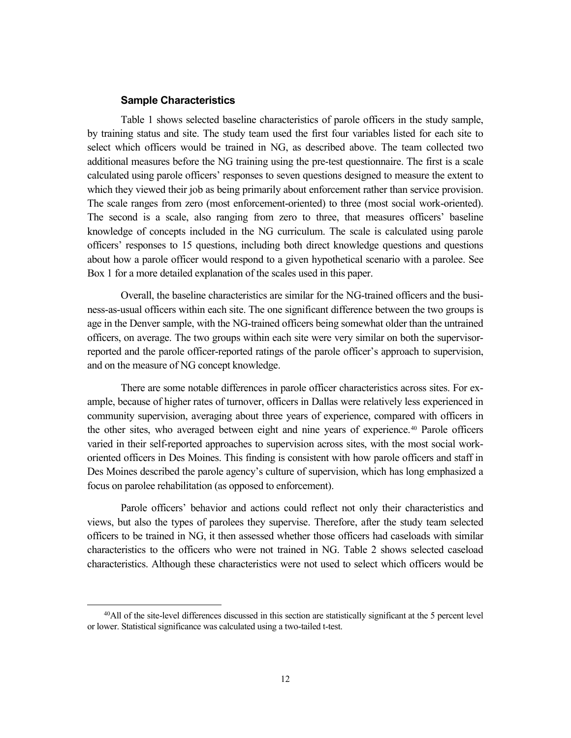### Sample Characteristics

Table 1 shows selected baseline characteristics of parole officers in the study sample, by training status and site. The study team used the first four variables listed for each site to select which officers would be trained in NG, as described above. The team collected two additional measures before the NG training using the pre-test questionnaire. The first is a scale calculated using parole officers' responses to seven questions designed to measure the extent to which they viewed their job as being primarily about enforcement rather than service provision. The scale ranges from zero (most enforcement-oriented) to three (most social work-oriented). The second is a scale, also ranging from zero to three, that measures officers' baseline knowledge of concepts included in the NG curriculum. The scale is calculated using parole officers' responses to 15 questions, including both direct knowledge questions and questions about how a parole officer would respond to a given hypothetical scenario with a parolee. See Box 1 for a more detailed explanation of the scales used in this paper.

Overall, the baseline characteristics are similar for the NG-trained officers and the business-as-usual officers within each site. The one significant difference between the two groups is age in the Denver sample, with the NG-trained officers being somewhat older than the untrained officers, on average. The two groups within each site were very similar on both the supervisor-reported and the parole officer-reported ratings of the parole officer's approach to supervision, and on the measure of NG concept knowledge.

There are some notable differences in parole officer characteristics across sites. For example, because of higher rates of turnover, officers in Dallas were relatively less experienced in community supervision, averaging about three years of experience, compared with officers in the other sites, who averaged between eight and nine years of experience.[40] Parole officers varied in their self-reported approaches to supervision across sites, with the most social work-oriented officers in Des Moines. This finding is consistent with how parole officers and staff in Des Moines described the parole agency's culture of supervision, which has long emphasized a focus on parolee rehabilitation (as opposed to enforcement).

Parole officers' behavior and actions could reflect not only their characteristics and views, but also the types of parolees they supervise. Therefore, after the study team selected officers to be trained in NG, it then assessed whether those officers had caseloads with similar characteristics to the officers who were not trained in NG. Table 2 shows selected caseload characteristics. Although these characteristics were not used to select which officers would be

---

[40]All of the site-level differences discussed in this section are statistically significant at the 5 percent level or lower. Statistical significance was calculated using a two-tailed t-test.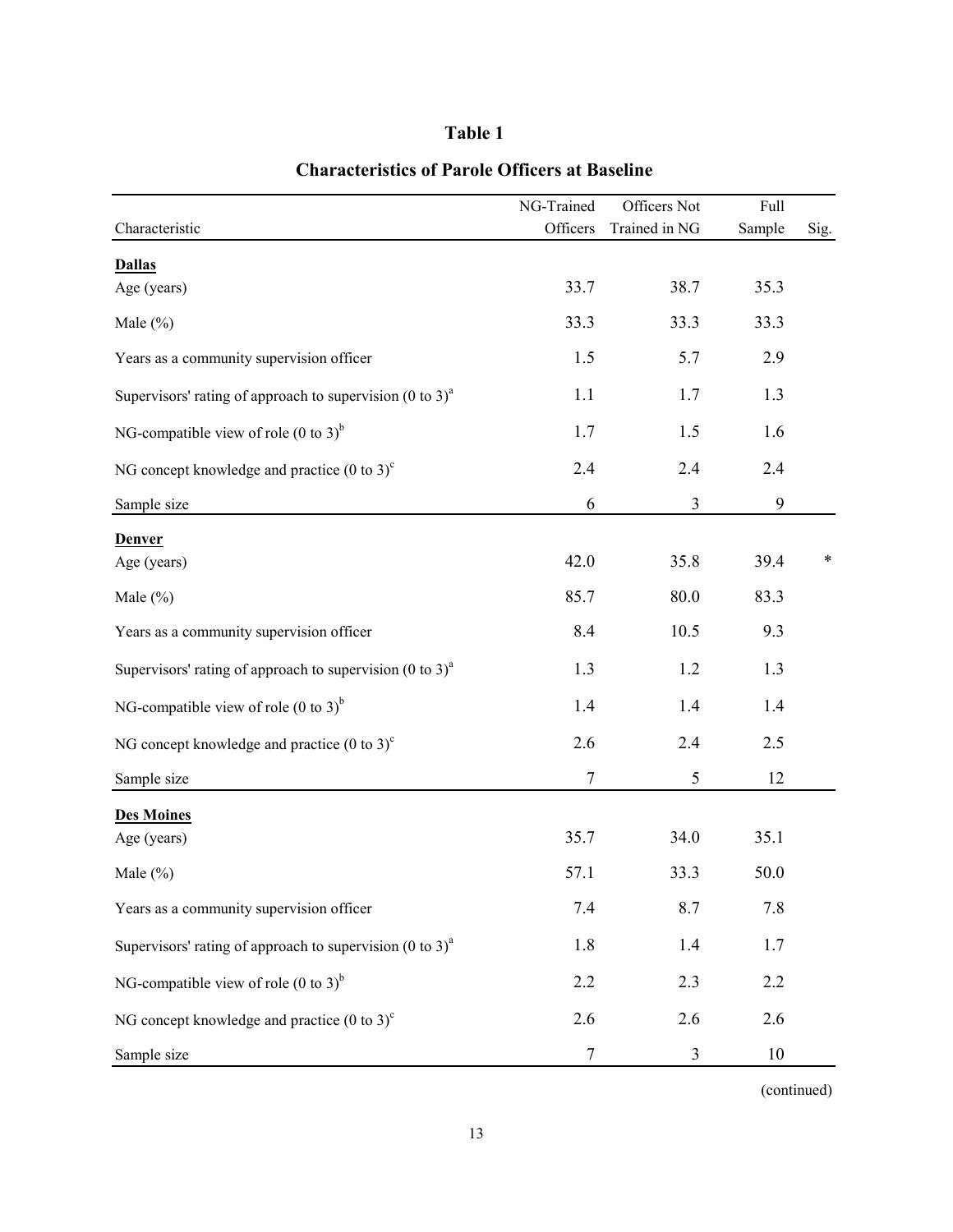# Table 1

## Characteristics of Parole Officers at Baseline

| Characteristic | NG-Trained Officers | Officers Not Trained in NG | Full Sample | Sig. |
|---|---|---|---|---|
| **Dallas** | | | | |
| Age (years) | 33.7 | 38.7 | 35.3 | |
| Male (%) | 33.3 | 33.3 | 33.3 | |
| Years as a community supervision officer | 1.5 | 5.7 | 2.9 | |
| Supervisors' rating of approach to supervision (0 to 3)[a] | 1.1 | 1.7 | 1.3 | |
| NG-compatible view of role (0 to 3)[b] | 1.7 | 1.5 | 1.6 | |
| NG concept knowledge and practice (0 to 3)[c] | 2.4 | 2.4 | 2.4 | |
| Sample size | 6 | 3 | 9 | |
| **Denver** | | | | |
| Age (years) | 42.0 | 35.8 | 39.4 | * |
| Male (%) | 85.7 | 80.0 | 83.3 | |
| Years as a community supervision officer | 8.4 | 10.5 | 9.3 | |
| Supervisors' rating of approach to supervision (0 to 3)[a] | 1.3 | 1.2 | 1.3 | |
| NG-compatible view of role (0 to 3)[b] | 1.4 | 1.4 | 1.4 | |
| NG concept knowledge and practice (0 to 3)[c] | 2.6 | 2.4 | 2.5 | |
| Sample size | 7 | 5 | 12 | |
| **Des Moines** | | | | |
| Age (years) | 35.7 | 34.0 | 35.1 | |
| Male (%) | 57.1 | 33.3 | 50.0 | |
| Years as a community supervision officer | 7.4 | 8.7 | 7.8 | |
| Supervisors' rating of approach to supervision (0 to 3)[a] | 1.8 | 1.4 | 1.7 | |
| NG-compatible view of role (0 to 3)[b] | 2.2 | 2.3 | 2.2 | |
| NG concept knowledge and practice (0 to 3)[c] | 2.6 | 2.6 | 2.6 | |
| Sample size | 7 | 3 | 10 | |

(continued)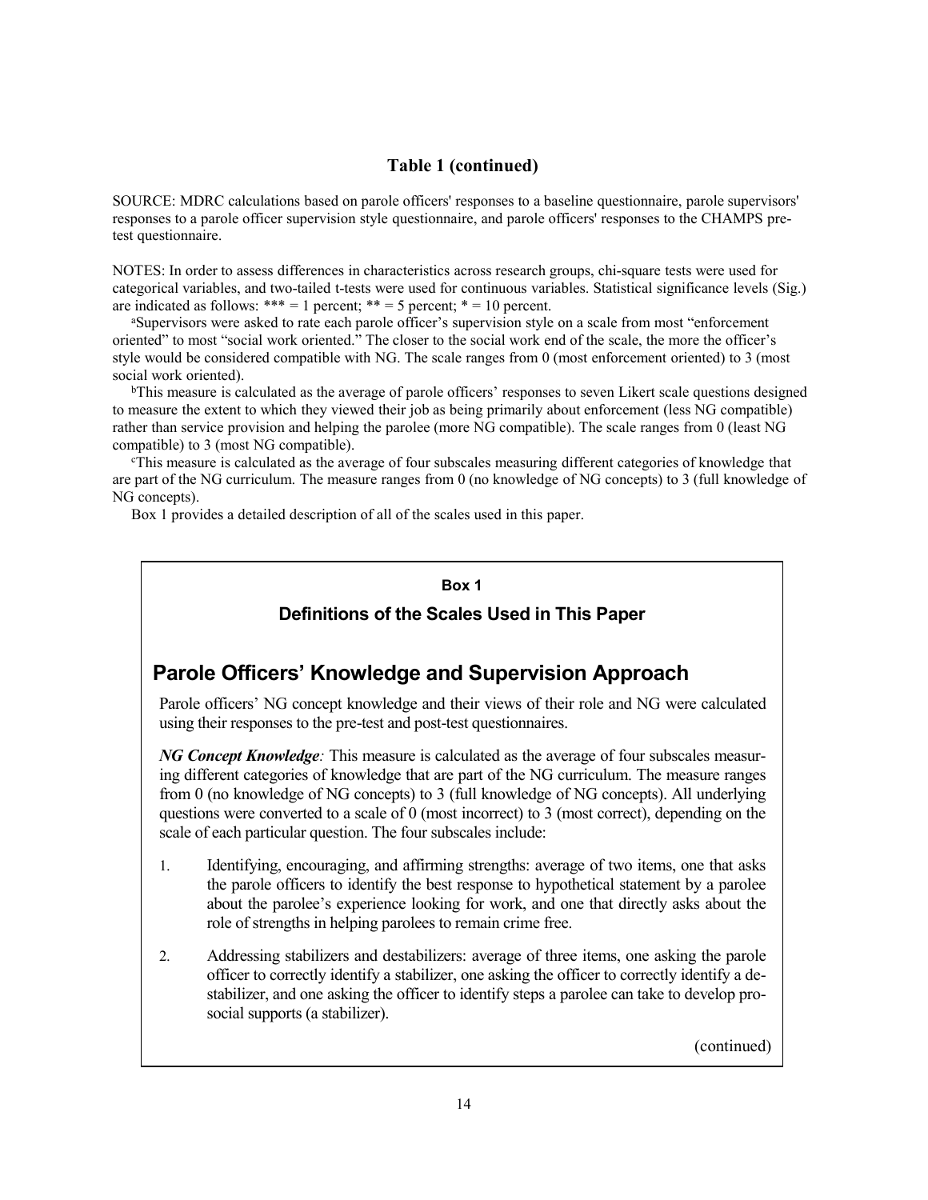## Table 1 (continued)

SOURCE: MDRC calculations based on parole officers' responses to a baseline questionnaire, parole supervisors' responses to a parole officer supervision style questionnaire, and parole officers' responses to the CHAMPS pre-test questionnaire.

NOTES: In order to assess differences in characteristics across research groups, chi-square tests were used for categorical variables, and two-tailed t-tests were used for continuous variables. Statistical significance levels (Sig.) are indicated as follows: *** = 1 percent; ** = 5 percent; * = 10 percent.

[a]Supervisors were asked to rate each parole officer's supervision style on a scale from most "enforcement oriented" to most "social work oriented." The closer to the social work end of the scale, the more the officer's style would be considered compatible with NG. The scale ranges from 0 (most enforcement oriented) to 3 (most social work oriented).

[b]This measure is calculated as the average of parole officers' responses to seven Likert scale questions designed to measure the extent to which they viewed their job as being primarily about enforcement (less NG compatible) rather than service provision and helping the parolee (more NG compatible). The scale ranges from 0 (least NG compatible) to 3 (most NG compatible).

[c]This measure is calculated as the average of four subscales measuring different categories of knowledge that are part of the NG curriculum. The measure ranges from 0 (no knowledge of NG concepts) to 3 (full knowledge of NG concepts).

Box 1 provides a detailed description of all of the scales used in this paper.

---

**Box 1**

### Definitions of the Scales Used in This Paper

## Parole Officers' Knowledge and Supervision Approach

Parole officers' NG concept knowledge and their views of their role and NG were calculated using their responses to the pre-test and post-test questionnaires.

***NG Concept Knowledge**:* This measure is calculated as the average of four subscales measuring different categories of knowledge that are part of the NG curriculum. The measure ranges from 0 (no knowledge of NG concepts) to 3 (full knowledge of NG concepts). All underlying questions were converted to a scale of 0 (most incorrect) to 3 (most correct), depending on the scale of each particular question. The four subscales include:

1. Identifying, encouraging, and affirming strengths: average of two items, one that asks the parole officers to identify the best response to hypothetical statement by a parolee about the parolee's experience looking for work, and one that directly asks about the role of strengths in helping parolees to remain crime free.

2. Addressing stabilizers and destabilizers: average of three items, one asking the parole officer to correctly identify a stabilizer, one asking the officer to correctly identify a destabilizer, and one asking the officer to identify steps a parolee can take to develop pro-social supports (a stabilizer).

(continued)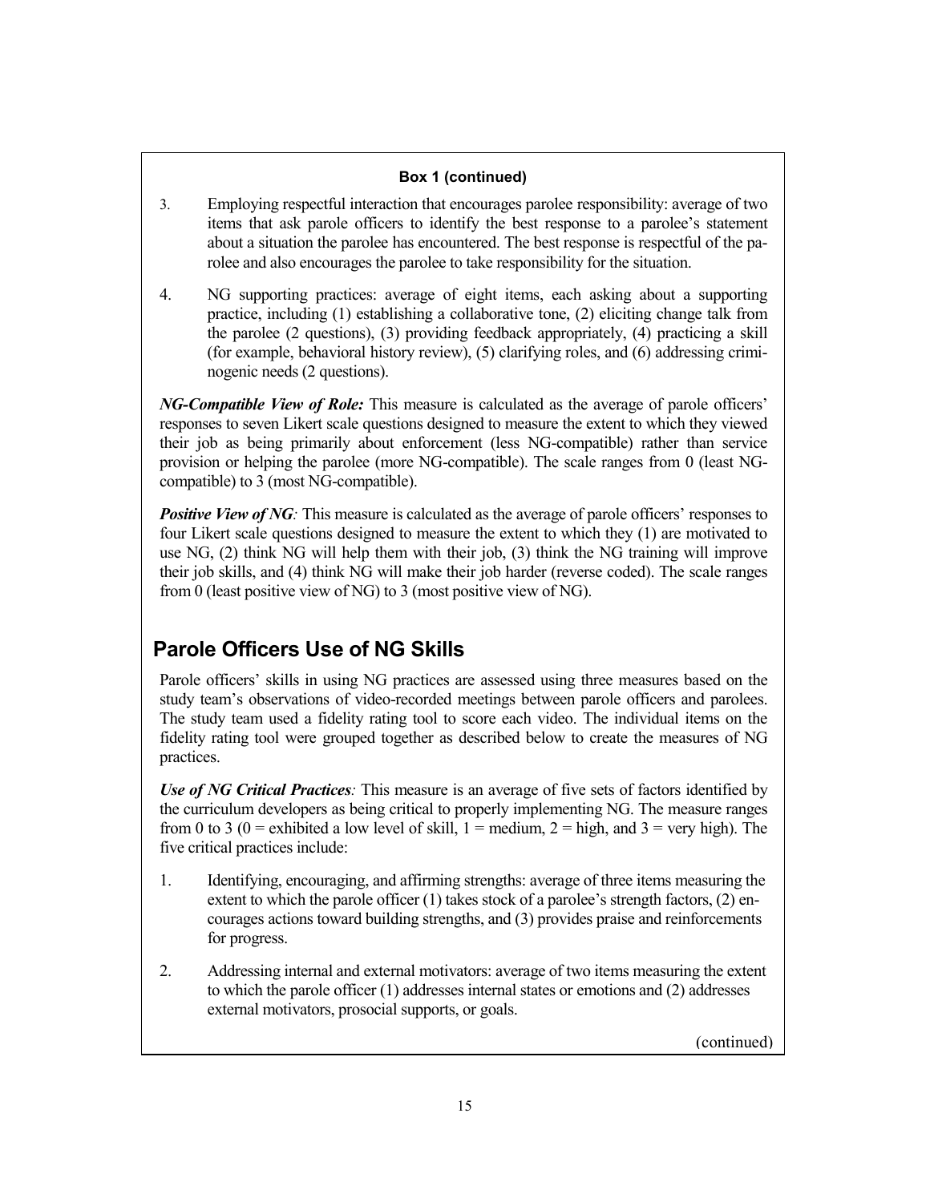**Box 1 (continued)**

3. Employing respectful interaction that encourages parolee responsibility: average of two items that ask parole officers to identify the best response to a parolee's statement about a situation the parolee has encountered. The best response is respectful of the parolee and also encourages the parolee to take responsibility for the situation.

4. NG supporting practices: average of eight items, each asking about a supporting practice, including (1) establishing a collaborative tone, (2) eliciting change talk from the parolee (2 questions), (3) providing feedback appropriately, (4) practicing a skill (for example, behavioral history review), (5) clarifying roles, and (6) addressing criminogenic needs (2 questions).

***NG-Compatible View of Role:*** This measure is calculated as the average of parole officers' responses to seven Likert scale questions designed to measure the extent to which they viewed their job as being primarily about enforcement (less NG-compatible) rather than service provision or helping the parolee (more NG-compatible). The scale ranges from 0 (least NG-compatible) to 3 (most NG-compatible).

***Positive View of NG:*** This measure is calculated as the average of parole officers' responses to four Likert scale questions designed to measure the extent to which they (1) are motivated to use NG, (2) think NG will help them with their job, (3) think the NG training will improve their job skills, and (4) think NG will make their job harder (reverse coded). The scale ranges from 0 (least positive view of NG) to 3 (most positive view of NG).

## Parole Officers Use of NG Skills

Parole officers' skills in using NG practices are assessed using three measures based on the study team's observations of video-recorded meetings between parole officers and parolees. The study team used a fidelity rating tool to score each video. The individual items on the fidelity rating tool were grouped together as described below to create the measures of NG practices.

***Use of NG Critical Practices:*** This measure is an average of five sets of factors identified by the curriculum developers as being critical to properly implementing NG. The measure ranges from 0 to 3 (0 = exhibited a low level of skill, 1 = medium, 2 = high, and 3 = very high). The five critical practices include:

1. Identifying, encouraging, and affirming strengths: average of three items measuring the extent to which the parole officer (1) takes stock of a parolee's strength factors, (2) encourages actions toward building strengths, and (3) provides praise and reinforcements for progress.

2. Addressing internal and external motivators: average of two items measuring the extent to which the parole officer (1) addresses internal states or emotions and (2) addresses external motivators, prosocial supports, or goals.

(continued)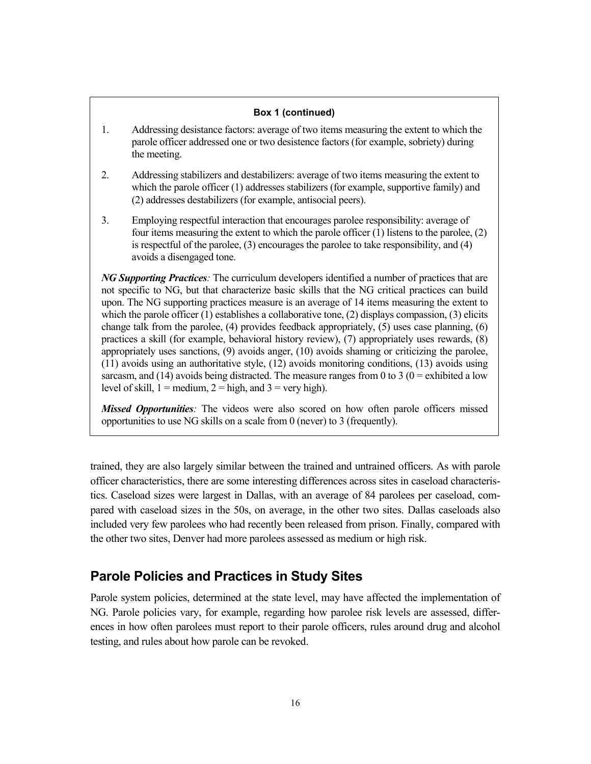**Box 1 (continued)**

1. Addressing desistance factors: average of two items measuring the extent to which the parole officer addressed one or two desistence factors (for example, sobriety) during the meeting.

2. Addressing stabilizers and destabilizers: average of two items measuring the extent to which the parole officer (1) addresses stabilizers (for example, supportive family) and (2) addresses destabilizers (for example, antisocial peers).

3. Employing respectful interaction that encourages parolee responsibility: average of four items measuring the extent to which the parole officer (1) listens to the parolee, (2) is respectful of the parolee, (3) encourages the parolee to take responsibility, and (4) avoids a disengaged tone.

***NG Supporting Practices**:* The curriculum developers identified a number of practices that are not specific to NG, but that characterize basic skills that the NG critical practices can build upon. The NG supporting practices measure is an average of 14 items measuring the extent to which the parole officer (1) establishes a collaborative tone, (2) displays compassion, (3) elicits change talk from the parolee, (4) provides feedback appropriately, (5) uses case planning, (6) practices a skill (for example, behavioral history review), (7) appropriately uses rewards, (8) appropriately uses sanctions, (9) avoids anger, (10) avoids shaming or criticizing the parolee, (11) avoids using an authoritative style, (12) avoids monitoring conditions, (13) avoids using sarcasm, and (14) avoids being distracted. The measure ranges from 0 to 3 (0 = exhibited a low level of skill, 1 = medium, 2 = high, and 3 = very high).

***Missed Opportunities**:* The videos were also scored on how often parole officers missed opportunities to use NG skills on a scale from 0 (never) to 3 (frequently).

trained, they are also largely similar between the trained and untrained officers. As with parole officer characteristics, there are some interesting differences across sites in caseload characteristics. Caseload sizes were largest in Dallas, with an average of 84 parolees per caseload, compared with caseload sizes in the 50s, on average, in the other two sites. Dallas caseloads also included very few parolees who had recently been released from prison. Finally, compared with the other two sites, Denver had more parolees assessed as medium or high risk.

## Parole Policies and Practices in Study Sites

Parole system policies, determined at the state level, may have affected the implementation of NG. Parole policies vary, for example, regarding how parolee risk levels are assessed, differences in how often parolees must report to their parole officers, rules around drug and alcohol testing, and rules about how parole can be revoked.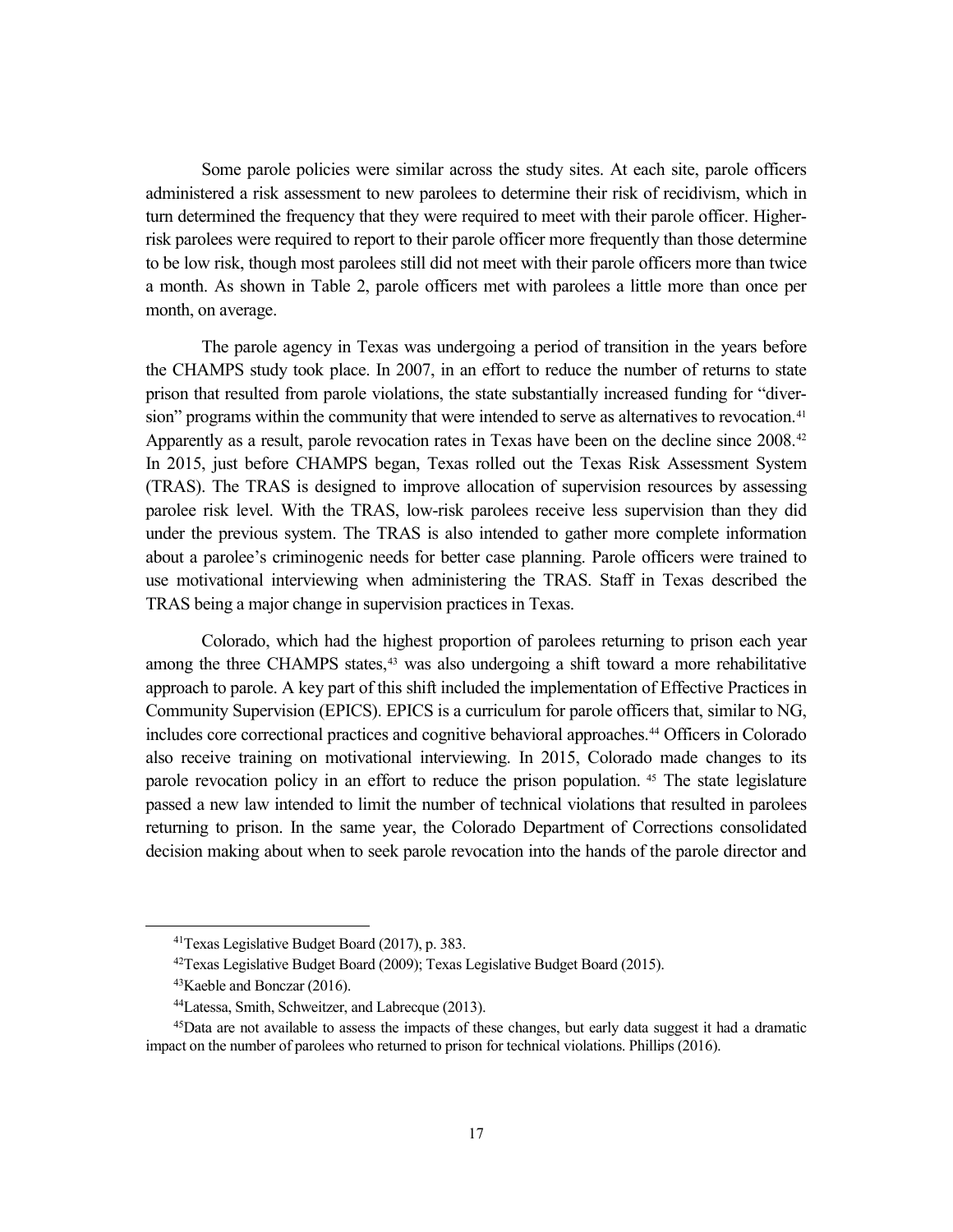Some parole policies were similar across the study sites. At each site, parole officers administered a risk assessment to new parolees to determine their risk of recidivism, which in turn determined the frequency that they were required to meet with their parole officer. Higher-risk parolees were required to report to their parole officer more frequently than those determine to be low risk, though most parolees still did not meet with their parole officers more than twice a month. As shown in Table 2, parole officers met with parolees a little more than once per month, on average.

The parole agency in Texas was undergoing a period of transition in the years before the CHAMPS study took place. In 2007, in an effort to reduce the number of returns to state prison that resulted from parole violations, the state substantially increased funding for "diversion" programs within the community that were intended to serve as alternatives to revocation.[41] Apparently as a result, parole revocation rates in Texas have been on the decline since 2008.[42] In 2015, just before CHAMPS began, Texas rolled out the Texas Risk Assessment System (TRAS). The TRAS is designed to improve allocation of supervision resources by assessing parolee risk level. With the TRAS, low-risk parolees receive less supervision than they did under the previous system. The TRAS is also intended to gather more complete information about a parolee's criminogenic needs for better case planning. Parole officers were trained to use motivational interviewing when administering the TRAS. Staff in Texas described the TRAS being a major change in supervision practices in Texas.

Colorado, which had the highest proportion of parolees returning to prison each year among the three CHAMPS states,[43] was also undergoing a shift toward a more rehabilitative approach to parole. A key part of this shift included the implementation of Effective Practices in Community Supervision (EPICS). EPICS is a curriculum for parole officers that, similar to NG, includes core correctional practices and cognitive behavioral approaches.[44] Officers in Colorado also receive training on motivational interviewing. In 2015, Colorado made changes to its parole revocation policy in an effort to reduce the prison population.[45] The state legislature passed a new law intended to limit the number of technical violations that resulted in parolees returning to prison. In the same year, the Colorado Department of Corrections consolidated decision making about when to seek parole revocation into the hands of the parole director and

---

[41] Texas Legislative Budget Board (2017), p. 383.

[42] Texas Legislative Budget Board (2009); Texas Legislative Budget Board (2015).

[43] Kaeble and Bonczar (2016).

[44] Latessa, Smith, Schweitzer, and Labrecque (2013).

[45] Data are not available to assess the impacts of these changes, but early data suggest it had a dramatic impact on the number of parolees who returned to prison for technical violations. Phillips (2016).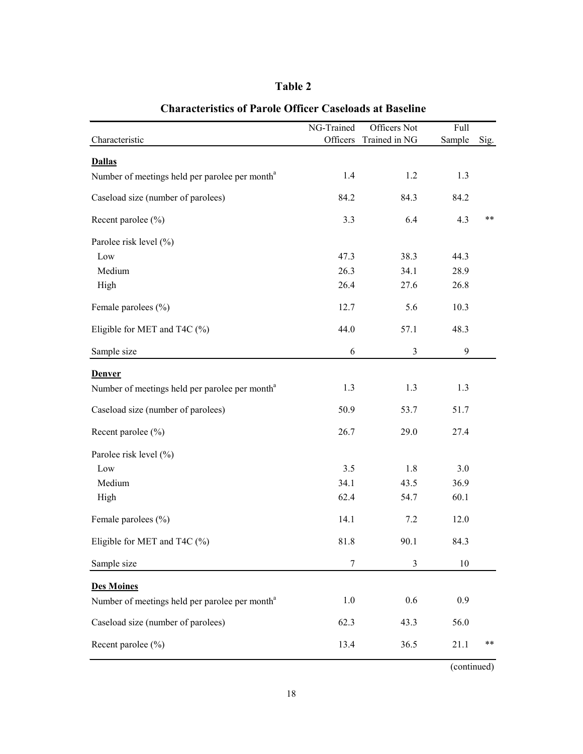## Table 2

### Characteristics of Parole Officer Caseloads at Baseline

| Characteristic | NG-Trained Officers | Officers Not Trained in NG | Full Sample | Sig. |
|---|---|---|---|---|
| **Dallas** | | | | |
| Number of meetings held per parolee per month[a] | 1.4 | 1.2 | 1.3 | |
| Caseload size (number of parolees) | 84.2 | 84.3 | 84.2 | |
| Recent parolee (%) | 3.3 | 6.4 | 4.3 | ** |
| Parolee risk level (%) | | | | |
| Low | 47.3 | 38.3 | 44.3 | |
| Medium | 26.3 | 34.1 | 28.9 | |
| High | 26.4 | 27.6 | 26.8 | |
| Female parolees (%) | 12.7 | 5.6 | 10.3 | |
| Eligible for MET and T4C (%) | 44.0 | 57.1 | 48.3 | |
| Sample size | 6 | 3 | 9 | |
| **Denver** | | | | |
| Number of meetings held per parolee per month[a] | 1.3 | 1.3 | 1.3 | |
| Caseload size (number of parolees) | 50.9 | 53.7 | 51.7 | |
| Recent parolee (%) | 26.7 | 29.0 | 27.4 | |
| Parolee risk level (%) | | | | |
| Low | 3.5 | 1.8 | 3.0 | |
| Medium | 34.1 | 43.5 | 36.9 | |
| High | 62.4 | 54.7 | 60.1 | |
| Female parolees (%) | 14.1 | 7.2 | 12.0 | |
| Eligible for MET and T4C (%) | 81.8 | 90.1 | 84.3 | |
| Sample size | 7 | 3 | 10 | |
| **Des Moines** | | | | |
| Number of meetings held per parolee per month[a] | 1.0 | 0.6 | 0.9 | |
| Caseload size (number of parolees) | 62.3 | 43.3 | 56.0 | |
| Recent parolee (%) | 13.4 | 36.5 | 21.1 | ** |

(continued)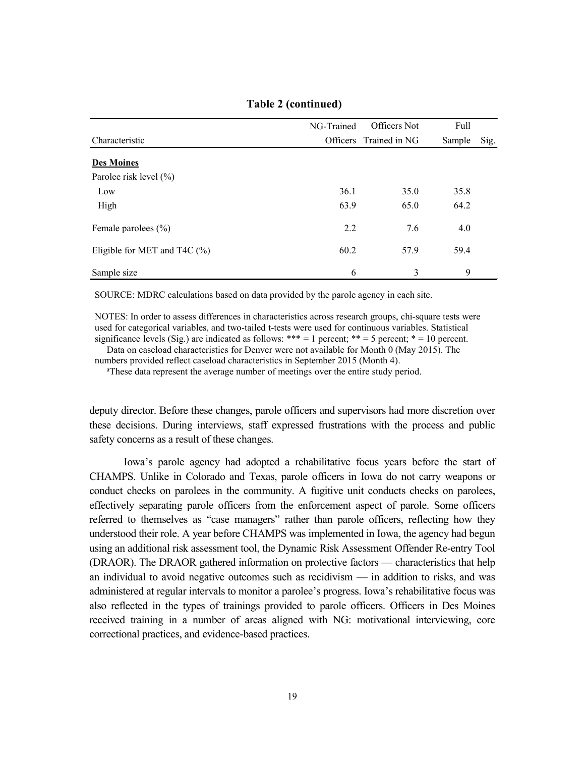**Table 2 (continued)**

| Characteristic | NG-Trained Officers | Officers Not Trained in NG | Full Sample | Sig. |
|---|---|---|---|---|
| **Des Moines** | | | | |
| Parolee risk level (%) | | | | |
| Low | 36.1 | 35.0 | 35.8 | |
| High | 63.9 | 65.0 | 64.2 | |
| Female parolees (%) | 2.2 | 7.6 | 4.0 | |
| Eligible for MET and T4C (%) | 60.2 | 57.9 | 59.4 | |
| Sample size | 6 | 3 | 9 | |

SOURCE: MDRC calculations based on data provided by the parole agency in each site.

NOTES: In order to assess differences in characteristics across research groups, chi-square tests were used for categorical variables, and two-tailed t-tests were used for continuous variables. Statistical significance levels (Sig.) are indicated as follows: *** = 1 percent; ** = 5 percent; * = 10 percent.

Data on caseload characteristics for Denver were not available for Month 0 (May 2015). The numbers provided reflect caseload characteristics in September 2015 (Month 4).

[a]These data represent the average number of meetings over the entire study period.

deputy director. Before these changes, parole officers and supervisors had more discretion over these decisions. During interviews, staff expressed frustrations with the process and public safety concerns as a result of these changes.

Iowa's parole agency had adopted a rehabilitative focus years before the start of CHAMPS. Unlike in Colorado and Texas, parole officers in Iowa do not carry weapons or conduct checks on parolees in the community. A fugitive unit conducts checks on parolees, effectively separating parole officers from the enforcement aspect of parole. Some officers referred to themselves as "case managers" rather than parole officers, reflecting how they understood their role. A year before CHAMPS was implemented in Iowa, the agency had begun using an additional risk assessment tool, the Dynamic Risk Assessment Offender Re-entry Tool (DRAOR). The DRAOR gathered information on protective factors — characteristics that help an individual to avoid negative outcomes such as recidivism — in addition to risks, and was administered at regular intervals to monitor a parolee's progress. Iowa's rehabilitative focus was also reflected in the types of trainings provided to parole officers. Officers in Des Moines received training in a number of areas aligned with NG: motivational interviewing, core correctional practices, and evidence-based practices.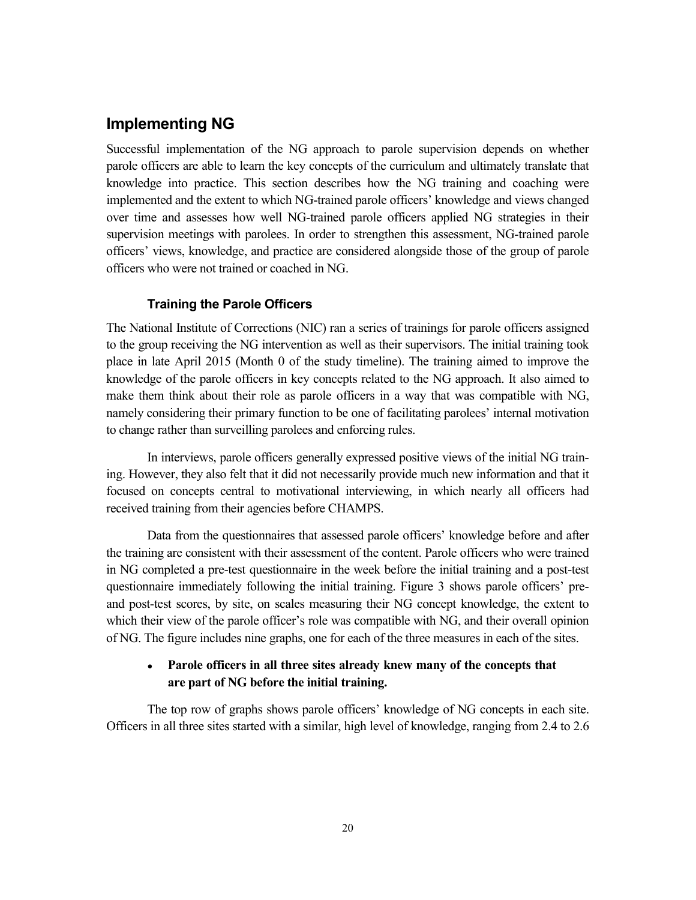## Implementing NG

Successful implementation of the NG approach to parole supervision depends on whether parole officers are able to learn the key concepts of the curriculum and ultimately translate that knowledge into practice. This section describes how the NG training and coaching were implemented and the extent to which NG-trained parole officers' knowledge and views changed over time and assesses how well NG-trained parole officers applied NG strategies in their supervision meetings with parolees. In order to strengthen this assessment, NG-trained parole officers' views, knowledge, and practice are considered alongside those of the group of parole officers who were not trained or coached in NG.

### Training the Parole Officers

The National Institute of Corrections (NIC) ran a series of trainings for parole officers assigned to the group receiving the NG intervention as well as their supervisors. The initial training took place in late April 2015 (Month 0 of the study timeline). The training aimed to improve the knowledge of the parole officers in key concepts related to the NG approach. It also aimed to make them think about their role as parole officers in a way that was compatible with NG, namely considering their primary function to be one of facilitating parolees' internal motivation to change rather than surveilling parolees and enforcing rules.

In interviews, parole officers generally expressed positive views of the initial NG training. However, they also felt that it did not necessarily provide much new information and that it focused on concepts central to motivational interviewing, in which nearly all officers had received training from their agencies before CHAMPS.

Data from the questionnaires that assessed parole officers' knowledge before and after the training are consistent with their assessment of the content. Parole officers who were trained in NG completed a pre-test questionnaire in the week before the initial training and a post-test questionnaire immediately following the initial training. Figure 3 shows parole officers' pre- and post-test scores, by site, on scales measuring their NG concept knowledge, the extent to which their view of the parole officer's role was compatible with NG, and their overall opinion of NG. The figure includes nine graphs, one for each of the three measures in each of the sites.

- **Parole officers in all three sites already knew many of the concepts that are part of NG before the initial training.**

The top row of graphs shows parole officers' knowledge of NG concepts in each site. Officers in all three sites started with a similar, high level of knowledge, ranging from 2.4 to 2.6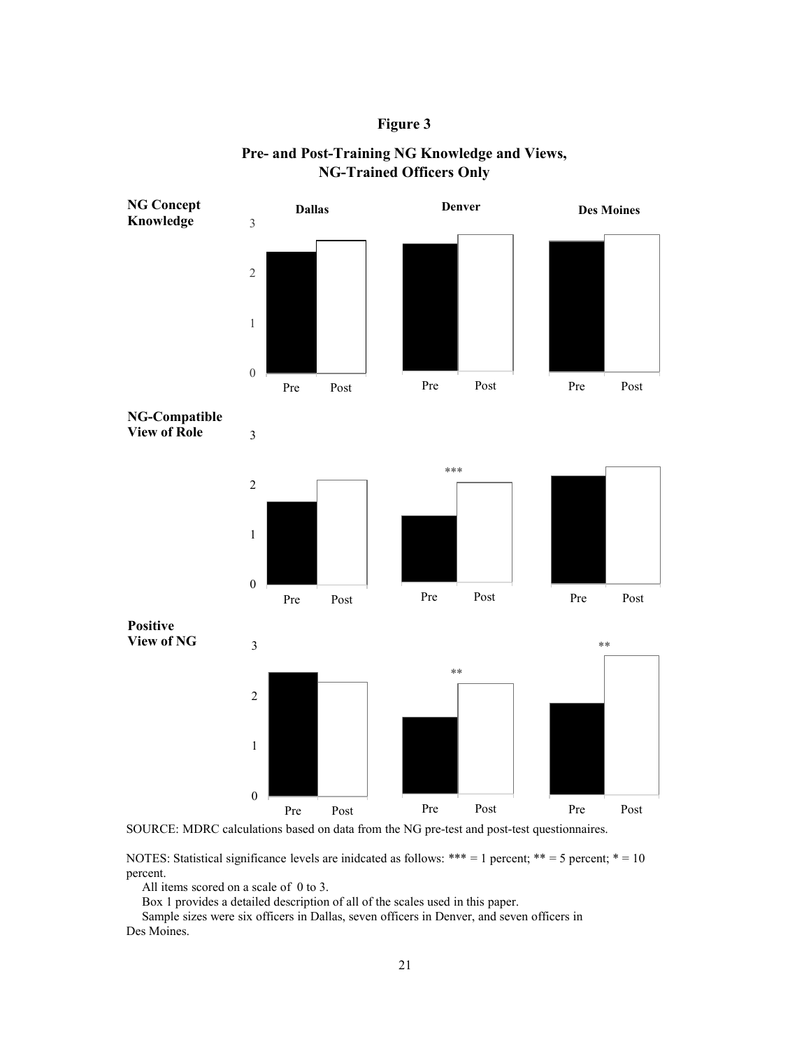**Figure 3**

**Pre- and Post-Training NG Knowledge and Views, NG-Trained Officers Only**

**NG Concept Knowledge**

Dallas | Denver | Des Moines

3
2
1
0

Pre Post | Pre Post | Pre Post

**NG-Compatible View of Role**

3
2 ***
1
0

Pre Post | Pre Post | Pre Post

**Positive View of NG**

3 **
2 **
1
0

Pre Post | Pre Post | Pre Post

SOURCE: MDRC calculations based on data from the NG pre-test and post-test questionnaires.

NOTES: Statistical significance levels are inidcated as follows: *** = 1 percent; ** = 5 percent; * = 10 percent.

All items scored on a scale of 0 to 3.

Box 1 provides a detailed description of all of the scales used in this paper.

Sample sizes were six officers in Dallas, seven officers in Denver, and seven officers in Des Moines.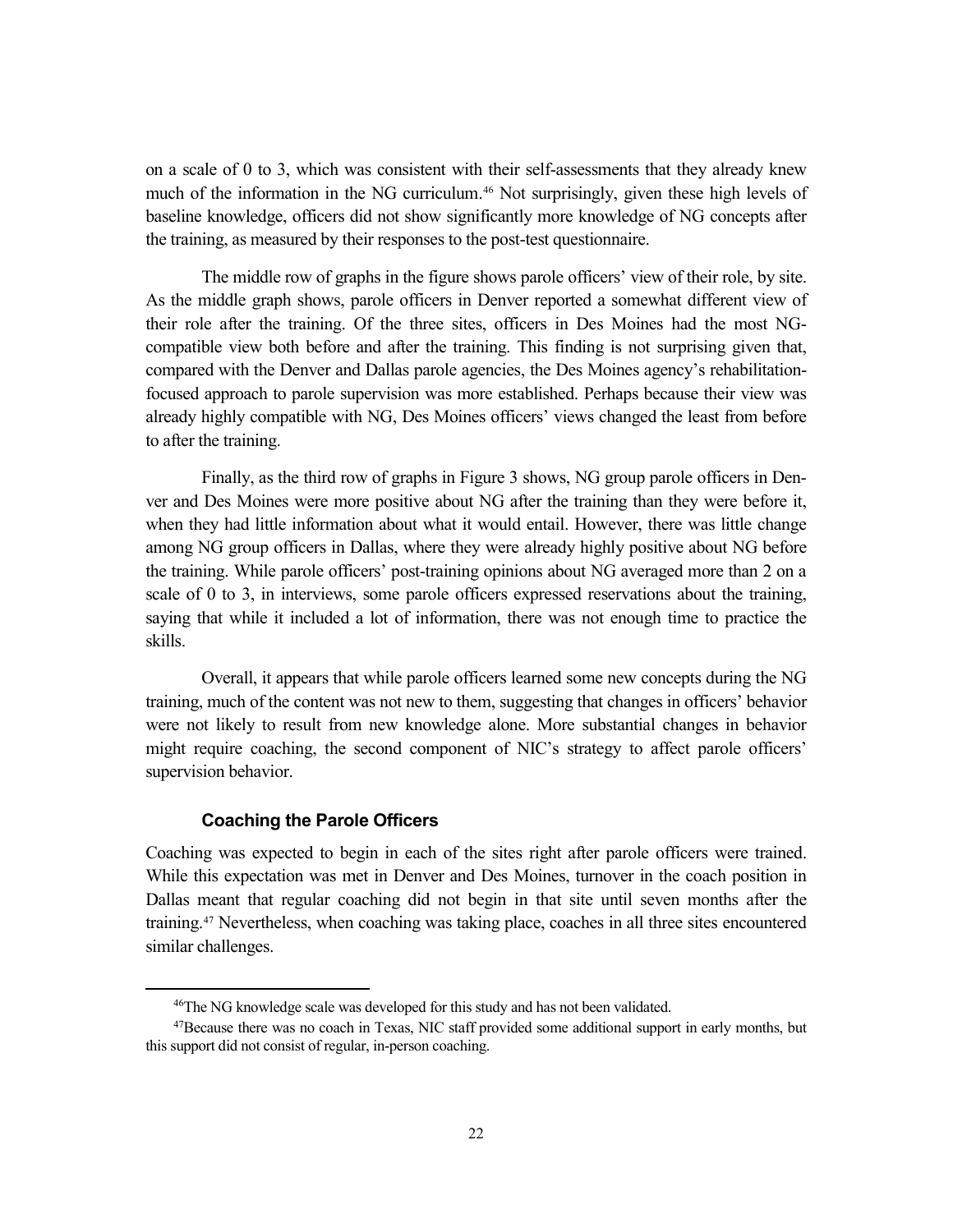on a scale of 0 to 3, which was consistent with their self-assessments that they already knew much of the information in the NG curriculum.[46] Not surprisingly, given these high levels of baseline knowledge, officers did not show significantly more knowledge of NG concepts after the training, as measured by their responses to the post-test questionnaire.

The middle row of graphs in the figure shows parole officers' view of their role, by site. As the middle graph shows, parole officers in Denver reported a somewhat different view of their role after the training. Of the three sites, officers in Des Moines had the most NG-compatible view both before and after the training. This finding is not surprising given that, compared with the Denver and Dallas parole agencies, the Des Moines agency's rehabilitation-focused approach to parole supervision was more established. Perhaps because their view was already highly compatible with NG, Des Moines officers' views changed the least from before to after the training.

Finally, as the third row of graphs in Figure 3 shows, NG group parole officers in Denver and Des Moines were more positive about NG after the training than they were before it, when they had little information about what it would entail. However, there was little change among NG group officers in Dallas, where they were already highly positive about NG before the training. While parole officers' post-training opinions about NG averaged more than 2 on a scale of 0 to 3, in interviews, some parole officers expressed reservations about the training, saying that while it included a lot of information, there was not enough time to practice the skills.

Overall, it appears that while parole officers learned some new concepts during the NG training, much of the content was not new to them, suggesting that changes in officers' behavior were not likely to result from new knowledge alone. More substantial changes in behavior might require coaching, the second component of NIC's strategy to affect parole officers' supervision behavior.

### Coaching the Parole Officers

Coaching was expected to begin in each of the sites right after parole officers were trained. While this expectation was met in Denver and Des Moines, turnover in the coach position in Dallas meant that regular coaching did not begin in that site until seven months after the training.[47] Nevertheless, when coaching was taking place, coaches in all three sites encountered similar challenges.

---

[46]The NG knowledge scale was developed for this study and has not been validated.

[47]Because there was no coach in Texas, NIC staff provided some additional support in early months, but this support did not consist of regular, in-person coaching.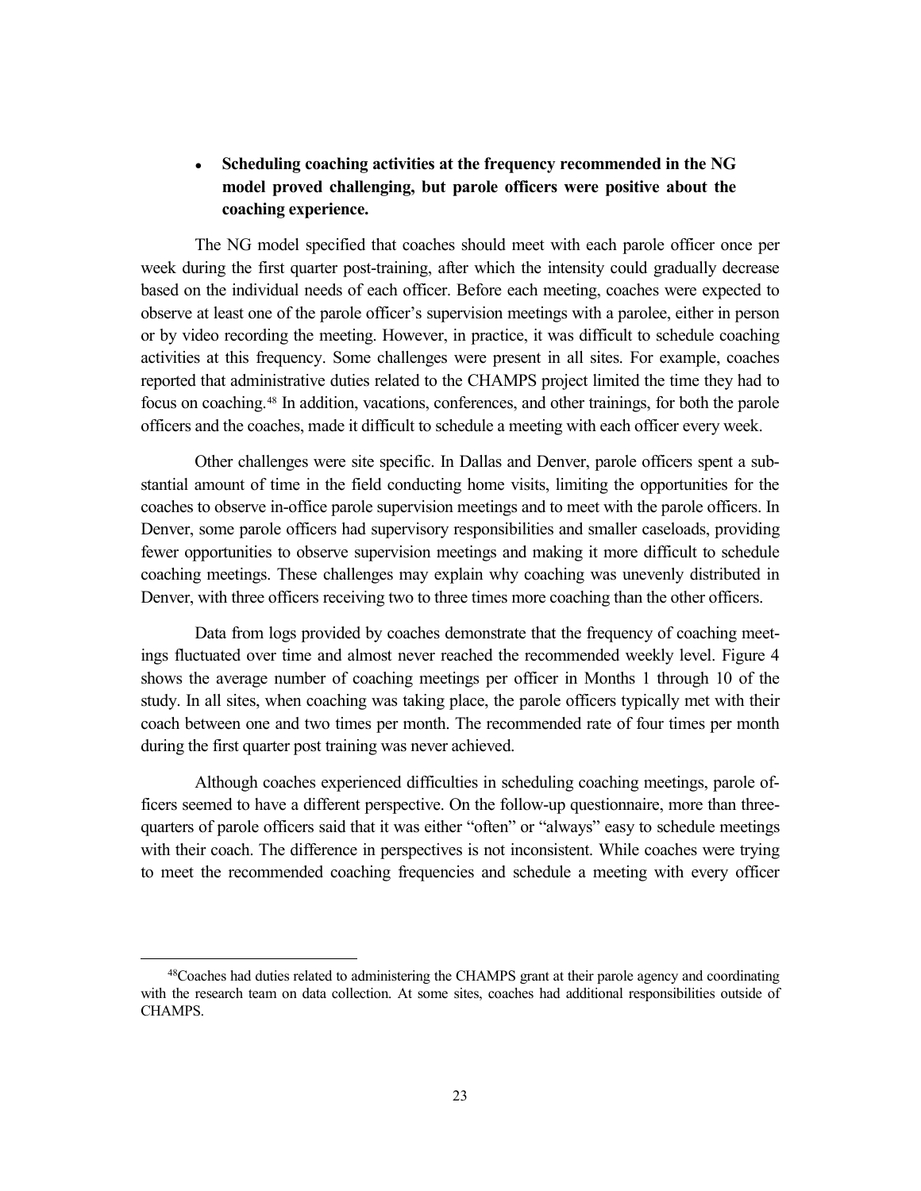- **Scheduling coaching activities at the frequency recommended in the NG model proved challenging, but parole officers were positive about the coaching experience.**

The NG model specified that coaches should meet with each parole officer once per week during the first quarter post-training, after which the intensity could gradually decrease based on the individual needs of each officer. Before each meeting, coaches were expected to observe at least one of the parole officer's supervision meetings with a parolee, either in person or by video recording the meeting. However, in practice, it was difficult to schedule coaching activities at this frequency. Some challenges were present in all sites. For example, coaches reported that administrative duties related to the CHAMPS project limited the time they had to focus on coaching.[48] In addition, vacations, conferences, and other trainings, for both the parole officers and the coaches, made it difficult to schedule a meeting with each officer every week.

Other challenges were site specific. In Dallas and Denver, parole officers spent a substantial amount of time in the field conducting home visits, limiting the opportunities for the coaches to observe in-office parole supervision meetings and to meet with the parole officers. In Denver, some parole officers had supervisory responsibilities and smaller caseloads, providing fewer opportunities to observe supervision meetings and making it more difficult to schedule coaching meetings. These challenges may explain why coaching was unevenly distributed in Denver, with three officers receiving two to three times more coaching than the other officers.

Data from logs provided by coaches demonstrate that the frequency of coaching meetings fluctuated over time and almost never reached the recommended weekly level. Figure 4 shows the average number of coaching meetings per officer in Months 1 through 10 of the study. In all sites, when coaching was taking place, the parole officers typically met with their coach between one and two times per month. The recommended rate of four times per month during the first quarter post training was never achieved.

Although coaches experienced difficulties in scheduling coaching meetings, parole officers seemed to have a different perspective. On the follow-up questionnaire, more than three-quarters of parole officers said that it was either "often" or "always" easy to schedule meetings with their coach. The difference in perspectives is not inconsistent. While coaches were trying to meet the recommended coaching frequencies and schedule a meeting with every officer

---

[48] Coaches had duties related to administering the CHAMPS grant at their parole agency and coordinating with the research team on data collection. At some sites, coaches had additional responsibilities outside of CHAMPS.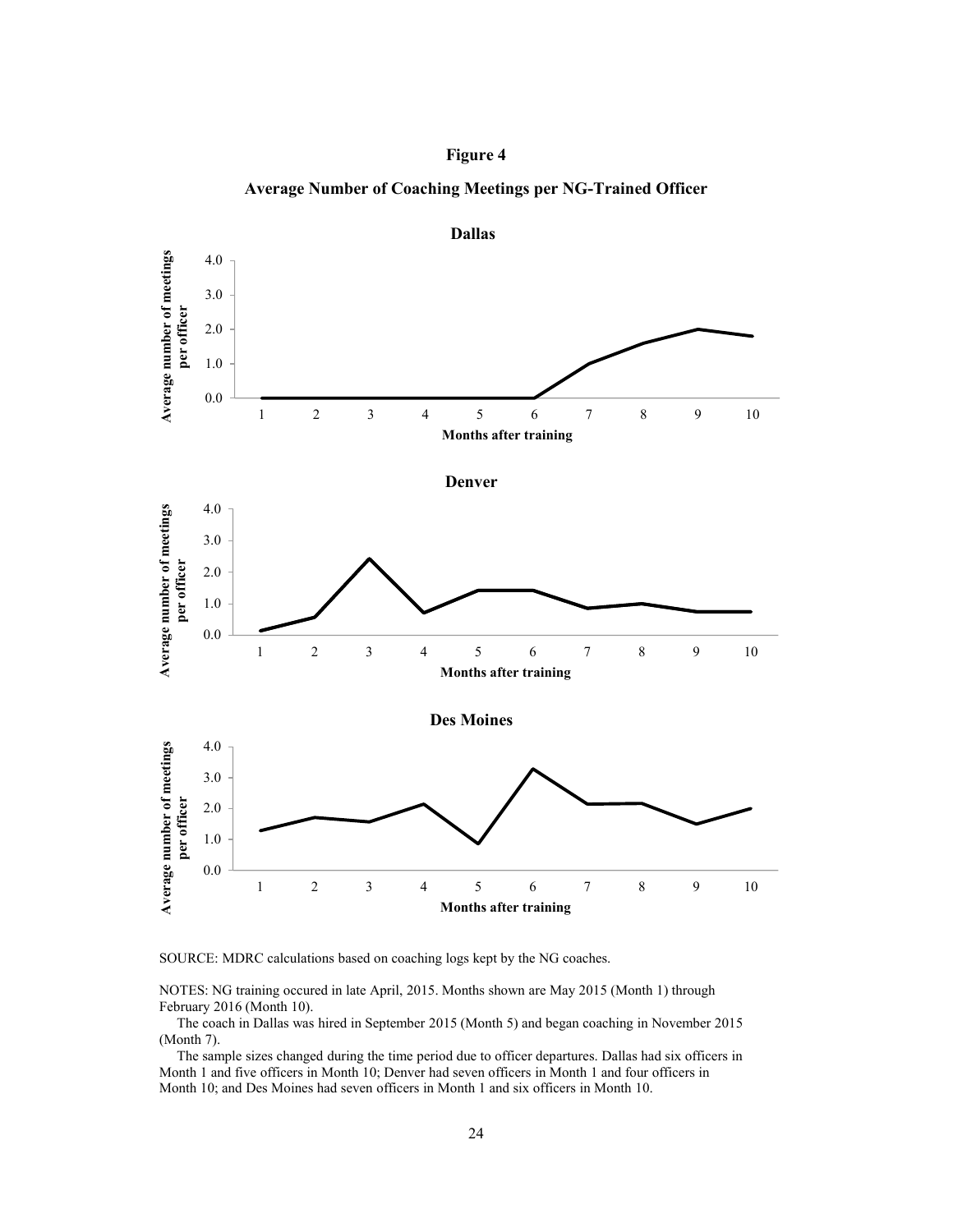**Figure 4**

**Average Number of Coaching Meetings per NG-Trained Officer**

**Dallas**

**Denver**

**Des Moines**

SOURCE: MDRC calculations based on coaching logs kept by the NG coaches.

NOTES: NG training occured in late April, 2015. Months shown are May 2015 (Month 1) through February 2016 (Month 10).

The coach in Dallas was hired in September 2015 (Month 5) and began coaching in November 2015 (Month 7).

The sample sizes changed during the time period due to officer departures. Dallas had six officers in Month 1 and five officers in Month 10; Denver had seven officers in Month 1 and four officers in Month 10; and Des Moines had seven officers in Month 1 and six officers in Month 10.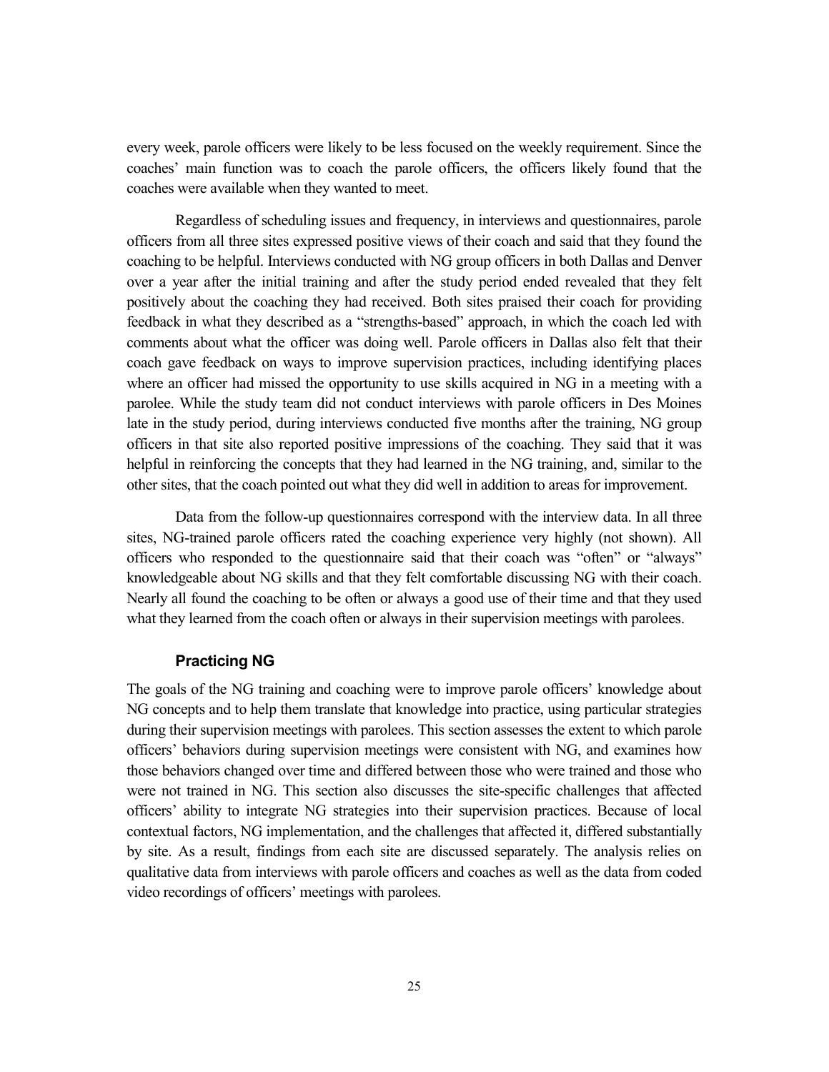every week, parole officers were likely to be less focused on the weekly requirement. Since the coaches' main function was to coach the parole officers, the officers likely found that the coaches were available when they wanted to meet.

Regardless of scheduling issues and frequency, in interviews and questionnaires, parole officers from all three sites expressed positive views of their coach and said that they found the coaching to be helpful. Interviews conducted with NG group officers in both Dallas and Denver over a year after the initial training and after the study period ended revealed that they felt positively about the coaching they had received. Both sites praised their coach for providing feedback in what they described as a "strengths-based" approach, in which the coach led with comments about what the officer was doing well. Parole officers in Dallas also felt that their coach gave feedback on ways to improve supervision practices, including identifying places where an officer had missed the opportunity to use skills acquired in NG in a meeting with a parolee. While the study team did not conduct interviews with parole officers in Des Moines late in the study period, during interviews conducted five months after the training, NG group officers in that site also reported positive impressions of the coaching. They said that it was helpful in reinforcing the concepts that they had learned in the NG training, and, similar to the other sites, that the coach pointed out what they did well in addition to areas for improvement.

Data from the follow-up questionnaires correspond with the interview data. In all three sites, NG-trained parole officers rated the coaching experience very highly (not shown). All officers who responded to the questionnaire said that their coach was "often" or "always" knowledgeable about NG skills and that they felt comfortable discussing NG with their coach. Nearly all found the coaching to be often or always a good use of their time and that they used what they learned from the coach often or always in their supervision meetings with parolees.

### Practicing NG

The goals of the NG training and coaching were to improve parole officers' knowledge about NG concepts and to help them translate that knowledge into practice, using particular strategies during their supervision meetings with parolees. This section assesses the extent to which parole officers' behaviors during supervision meetings were consistent with NG, and examines how those behaviors changed over time and differed between those who were trained and those who were not trained in NG. This section also discusses the site-specific challenges that affected officers' ability to integrate NG strategies into their supervision practices. Because of local contextual factors, NG implementation, and the challenges that affected it, differed substantially by site. As a result, findings from each site are discussed separately. The analysis relies on qualitative data from interviews with parole officers and coaches as well as the data from coded video recordings of officers' meetings with parolees.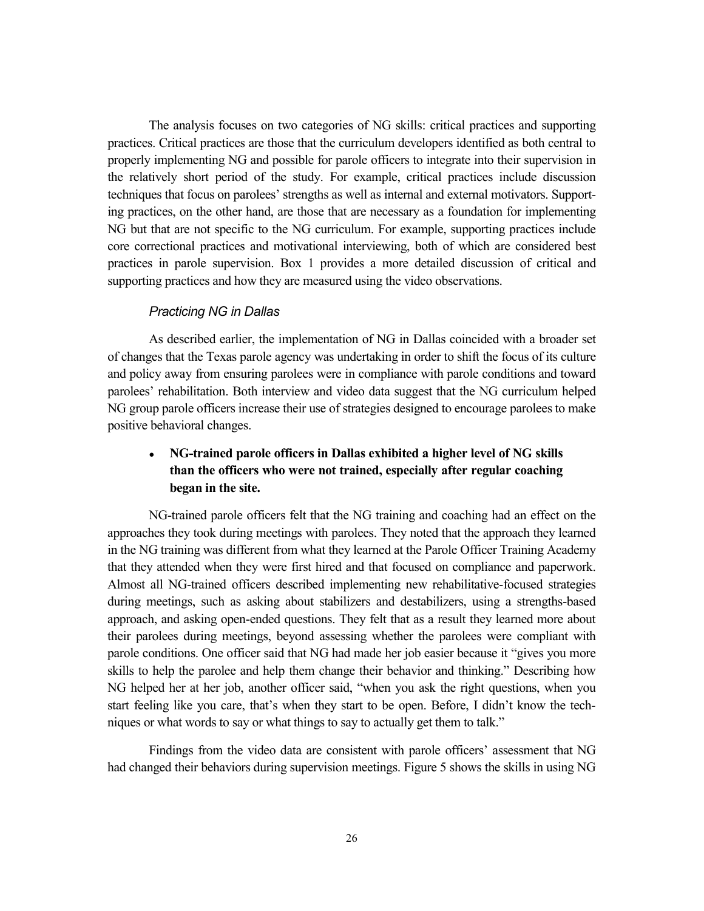The analysis focuses on two categories of NG skills: critical practices and supporting practices. Critical practices are those that the curriculum developers identified as both central to properly implementing NG and possible for parole officers to integrate into their supervision in the relatively short period of the study. For example, critical practices include discussion techniques that focus on parolees' strengths as well as internal and external motivators. Supporting practices, on the other hand, are those that are necessary as a foundation for implementing NG but that are not specific to the NG curriculum. For example, supporting practices include core correctional practices and motivational interviewing, both of which are considered best practices in parole supervision. Box 1 provides a more detailed discussion of critical and supporting practices and how they are measured using the video observations.

### *Practicing NG in Dallas*

As described earlier, the implementation of NG in Dallas coincided with a broader set of changes that the Texas parole agency was undertaking in order to shift the focus of its culture and policy away from ensuring parolees were in compliance with parole conditions and toward parolees' rehabilitation. Both interview and video data suggest that the NG curriculum helped NG group parole officers increase their use of strategies designed to encourage parolees to make positive behavioral changes.

- **NG-trained parole officers in Dallas exhibited a higher level of NG skills than the officers who were not trained, especially after regular coaching began in the site.**

NG-trained parole officers felt that the NG training and coaching had an effect on the approaches they took during meetings with parolees. They noted that the approach they learned in the NG training was different from what they learned at the Parole Officer Training Academy that they attended when they were first hired and that focused on compliance and paperwork. Almost all NG-trained officers described implementing new rehabilitative-focused strategies during meetings, such as asking about stabilizers and destabilizers, using a strengths-based approach, and asking open-ended questions. They felt that as a result they learned more about their parolees during meetings, beyond assessing whether the parolees were compliant with parole conditions. One officer said that NG had made her job easier because it "gives you more skills to help the parolee and help them change their behavior and thinking." Describing how NG helped her at her job, another officer said, "when you ask the right questions, when you start feeling like you care, that's when they start to be open. Before, I didn't know the techniques or what words to say or what things to say to actually get them to talk."

Findings from the video data are consistent with parole officers' assessment that NG had changed their behaviors during supervision meetings. Figure 5 shows the skills in using NG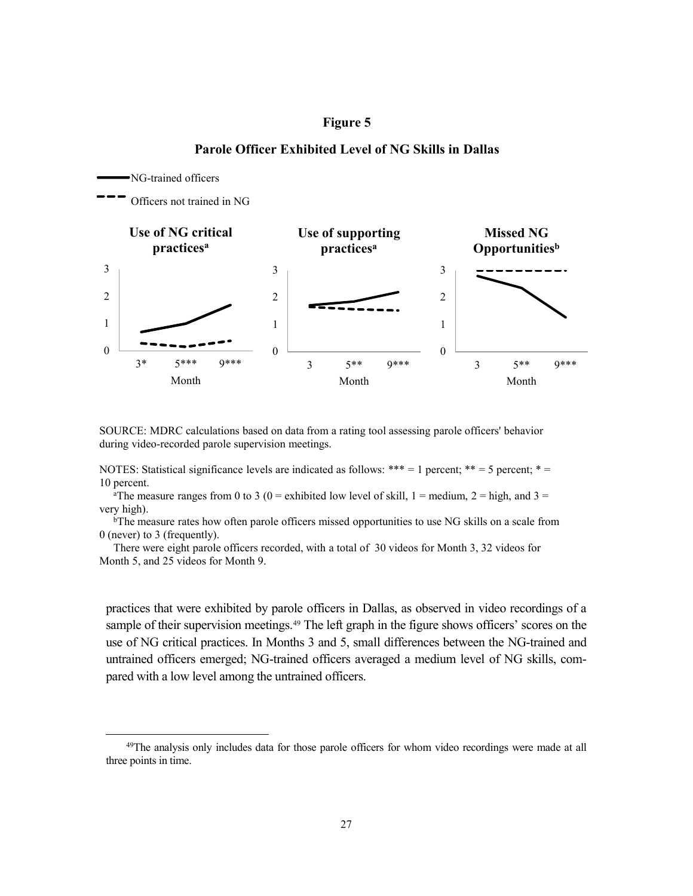**Figure 5**

**Parole Officer Exhibited Level of NG Skills in Dallas**

NG-trained officers

Officers not trained in NG

**Use of NG critical practices[a]**

**Use of supporting practices[a]**

**Missed NG Opportunities[b]**

Month: 3*, 5***, 9*** | 3, 5**, 9*** | 3, 5**, 9***

SOURCE: MDRC calculations based on data from a rating tool assessing parole officers' behavior during video-recorded parole supervision meetings.

NOTES: Statistical significance levels are indicated as follows: *** = 1 percent; ** = 5 percent; * = 10 percent.

[a]The measure ranges from 0 to 3 (0 = exhibited low level of skill, 1 = medium, 2 = high, and 3 = very high).

[b]The measure rates how often parole officers missed opportunities to use NG skills on a scale from 0 (never) to 3 (frequently).

There were eight parole officers recorded, with a total of 30 videos for Month 3, 32 videos for Month 5, and 25 videos for Month 9.

practices that were exhibited by parole officers in Dallas, as observed in video recordings of a sample of their supervision meetings.[49] The left graph in the figure shows officers' scores on the use of NG critical practices. In Months 3 and 5, small differences between the NG-trained and untrained officers emerged; NG-trained officers averaged a medium level of NG skills, compared with a low level among the untrained officers.

[49]The analysis only includes data for those parole officers for whom video recordings were made at all three points in time.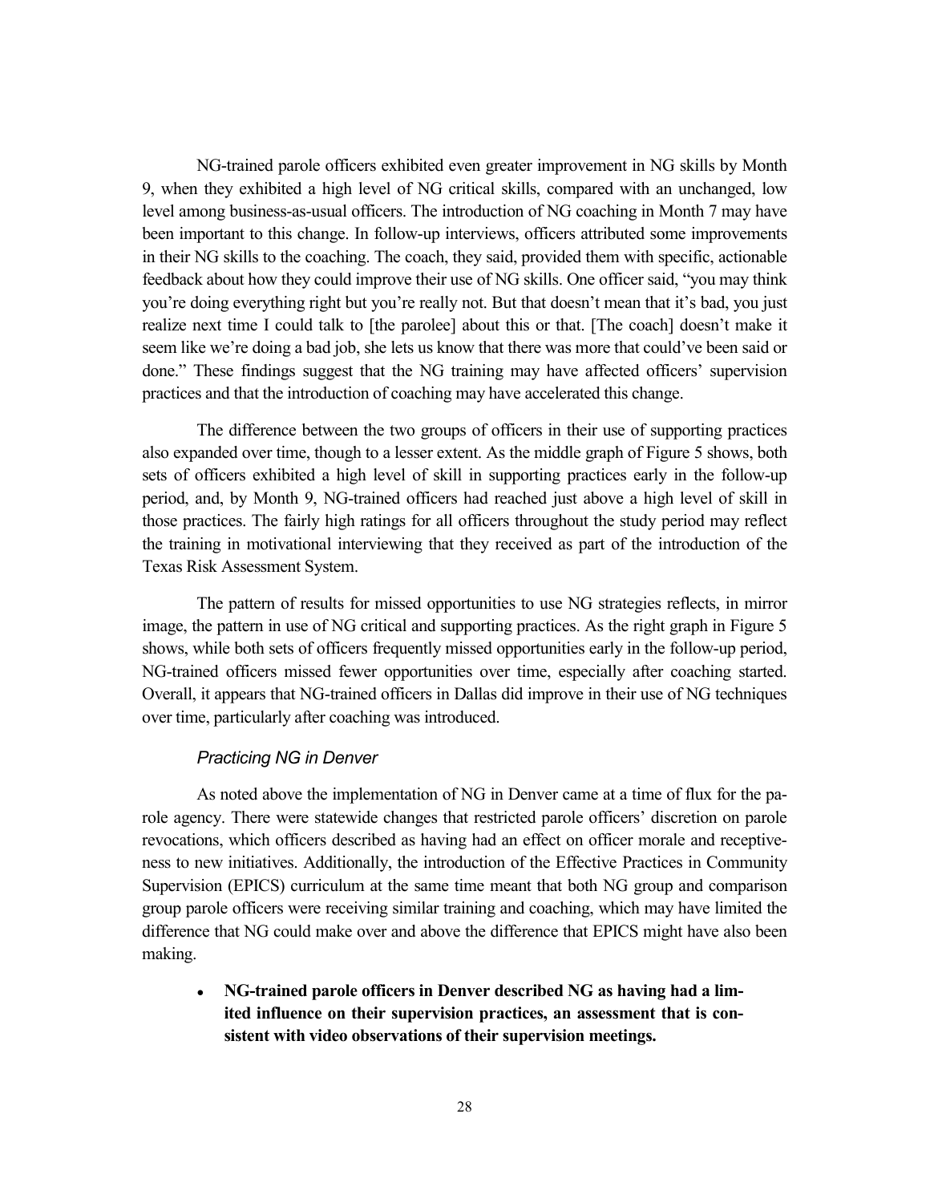NG-trained parole officers exhibited even greater improvement in NG skills by Month 9, when they exhibited a high level of NG critical skills, compared with an unchanged, low level among business-as-usual officers. The introduction of NG coaching in Month 7 may have been important to this change. In follow-up interviews, officers attributed some improvements in their NG skills to the coaching. The coach, they said, provided them with specific, actionable feedback about how they could improve their use of NG skills. One officer said, "you may think you're doing everything right but you're really not. But that doesn't mean that it's bad, you just realize next time I could talk to [the parolee] about this or that. [The coach] doesn't make it seem like we're doing a bad job, she lets us know that there was more that could've been said or done." These findings suggest that the NG training may have affected officers' supervision practices and that the introduction of coaching may have accelerated this change.

The difference between the two groups of officers in their use of supporting practices also expanded over time, though to a lesser extent. As the middle graph of Figure 5 shows, both sets of officers exhibited a high level of skill in supporting practices early in the follow-up period, and, by Month 9, NG-trained officers had reached just above a high level of skill in those practices. The fairly high ratings for all officers throughout the study period may reflect the training in motivational interviewing that they received as part of the introduction of the Texas Risk Assessment System.

The pattern of results for missed opportunities to use NG strategies reflects, in mirror image, the pattern in use of NG critical and supporting practices. As the right graph in Figure 5 shows, while both sets of officers frequently missed opportunities early in the follow-up period, NG-trained officers missed fewer opportunities over time, especially after coaching started. Overall, it appears that NG-trained officers in Dallas did improve in their use of NG techniques over time, particularly after coaching was introduced.

### *Practicing NG in Denver*

As noted above the implementation of NG in Denver came at a time of flux for the parole agency. There were statewide changes that restricted parole officers' discretion on parole revocations, which officers described as having had an effect on officer morale and receptiveness to new initiatives. Additionally, the introduction of the Effective Practices in Community Supervision (EPICS) curriculum at the same time meant that both NG group and comparison group parole officers were receiving similar training and coaching, which may have limited the difference that NG could make over and above the difference that EPICS might have also been making.

- **NG-trained parole officers in Denver described NG as having had a limited influence on their supervision practices, an assessment that is consistent with video observations of their supervision meetings.**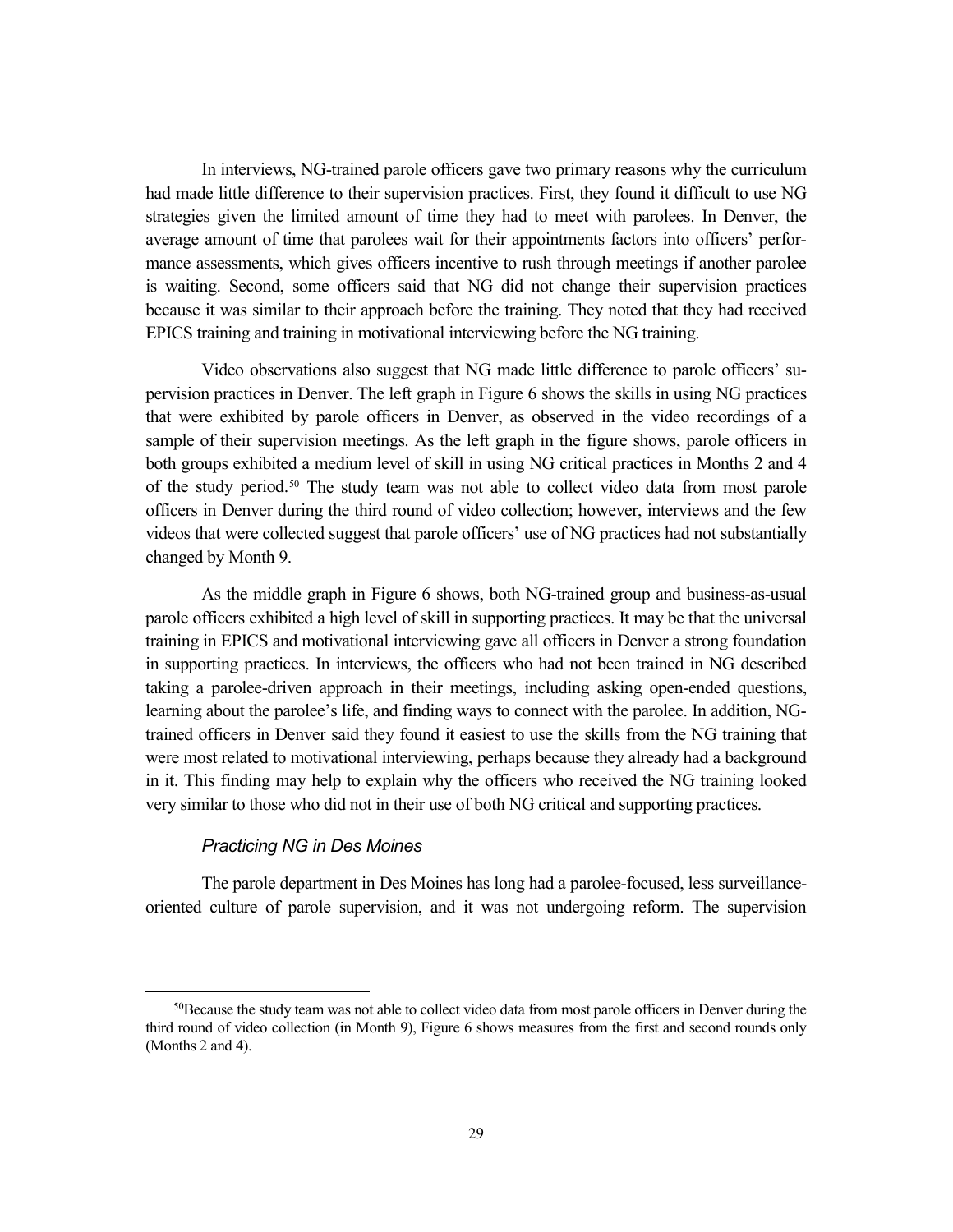In interviews, NG-trained parole officers gave two primary reasons why the curriculum had made little difference to their supervision practices. First, they found it difficult to use NG strategies given the limited amount of time they had to meet with parolees. In Denver, the average amount of time that parolees wait for their appointments factors into officers' performance assessments, which gives officers incentive to rush through meetings if another parolee is waiting. Second, some officers said that NG did not change their supervision practices because it was similar to their approach before the training. They noted that they had received EPICS training and training in motivational interviewing before the NG training.

Video observations also suggest that NG made little difference to parole officers' supervision practices in Denver. The left graph in Figure 6 shows the skills in using NG practices that were exhibited by parole officers in Denver, as observed in the video recordings of a sample of their supervision meetings. As the left graph in the figure shows, parole officers in both groups exhibited a medium level of skill in using NG critical practices in Months 2 and 4 of the study period.[50] The study team was not able to collect video data from most parole officers in Denver during the third round of video collection; however, interviews and the few videos that were collected suggest that parole officers' use of NG practices had not substantially changed by Month 9.

As the middle graph in Figure 6 shows, both NG-trained group and business-as-usual parole officers exhibited a high level of skill in supporting practices. It may be that the universal training in EPICS and motivational interviewing gave all officers in Denver a strong foundation in supporting practices. In interviews, the officers who had not been trained in NG described taking a parolee-driven approach in their meetings, including asking open-ended questions, learning about the parolee's life, and finding ways to connect with the parolee. In addition, NG-trained officers in Denver said they found it easiest to use the skills from the NG training that were most related to motivational interviewing, perhaps because they already had a background in it. This finding may help to explain why the officers who received the NG training looked very similar to those who did not in their use of both NG critical and supporting practices.

### *Practicing NG in Des Moines*

The parole department in Des Moines has long had a parolee-focused, less surveillance-oriented culture of parole supervision, and it was not undergoing reform. The supervision

[50] Because the study team was not able to collect video data from most parole officers in Denver during the third round of video collection (in Month 9), Figure 6 shows measures from the first and second rounds only (Months 2 and 4).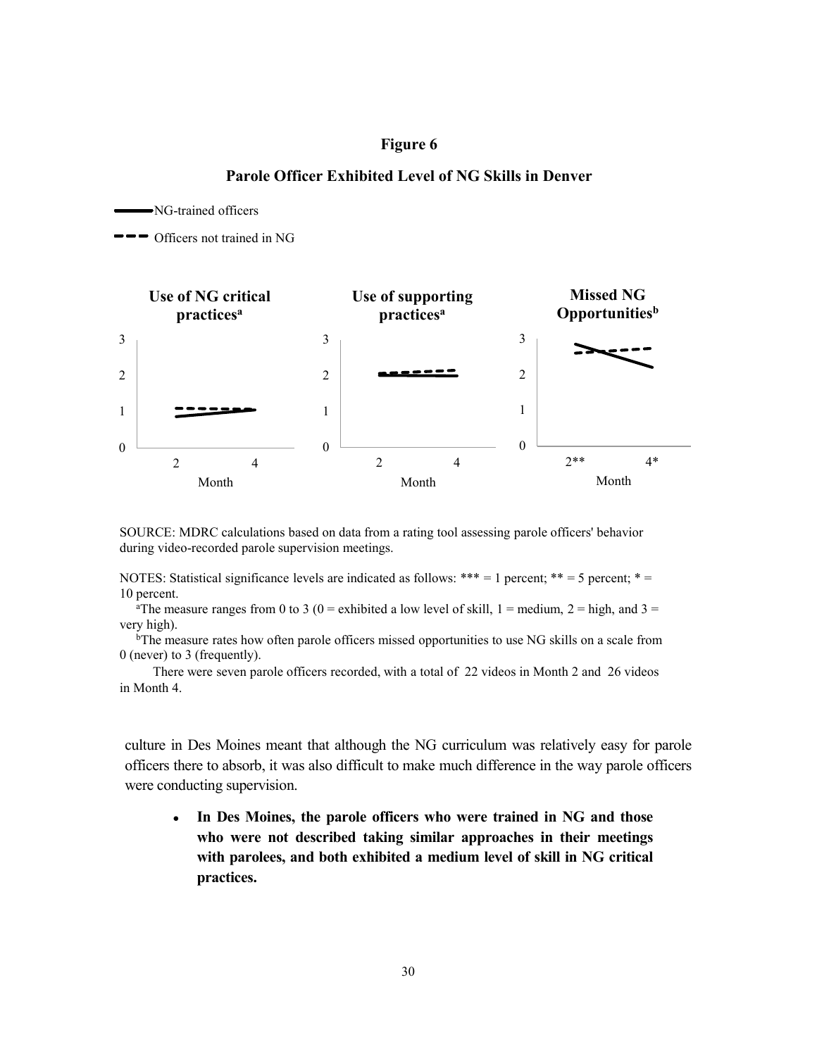**Figure 6**

**Parole Officer Exhibited Level of NG Skills in Denver**

SOURCE: MDRC calculations based on data from a rating tool assessing parole officers' behavior during video-recorded parole supervision meetings.

NOTES: Statistical significance levels are indicated as follows: *** = 1 percent; ** = 5 percent; * = 10 percent.

[a]The measure ranges from 0 to 3 (0 = exhibited a low level of skill, 1 = medium, 2 = high, and 3 = very high).

[b]The measure rates how often parole officers missed opportunities to use NG skills on a scale from 0 (never) to 3 (frequently).

There were seven parole officers recorded, with a total of 22 videos in Month 2 and 26 videos in Month 4.

culture in Des Moines meant that although the NG curriculum was relatively easy for parole officers there to absorb, it was also difficult to make much difference in the way parole officers were conducting supervision.

- **In Des Moines, the parole officers who were trained in NG and those who were not described taking similar approaches in their meetings with parolees, and both exhibited a medium level of skill in NG critical practices.**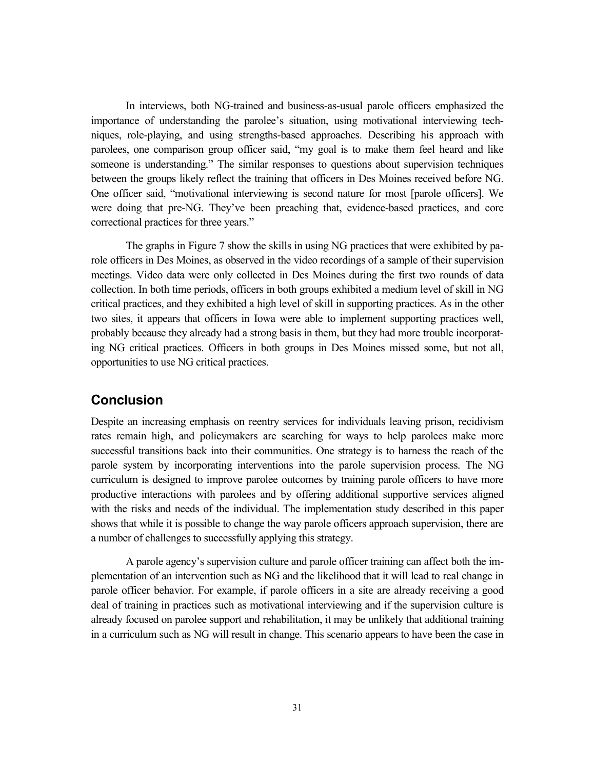In interviews, both NG-trained and business-as-usual parole officers emphasized the importance of understanding the parolee's situation, using motivational interviewing techniques, role-playing, and using strengths-based approaches. Describing his approach with parolees, one comparison group officer said, "my goal is to make them feel heard and like someone is understanding." The similar responses to questions about supervision techniques between the groups likely reflect the training that officers in Des Moines received before NG. One officer said, "motivational interviewing is second nature for most [parole officers]. We were doing that pre-NG. They've been preaching that, evidence-based practices, and core correctional practices for three years."

The graphs in Figure 7 show the skills in using NG practices that were exhibited by parole officers in Des Moines, as observed in the video recordings of a sample of their supervision meetings. Video data were only collected in Des Moines during the first two rounds of data collection. In both time periods, officers in both groups exhibited a medium level of skill in NG critical practices, and they exhibited a high level of skill in supporting practices. As in the other two sites, it appears that officers in Iowa were able to implement supporting practices well, probably because they already had a strong basis in them, but they had more trouble incorporating NG critical practices. Officers in both groups in Des Moines missed some, but not all, opportunities to use NG critical practices.

## Conclusion

Despite an increasing emphasis on reentry services for individuals leaving prison, recidivism rates remain high, and policymakers are searching for ways to help parolees make more successful transitions back into their communities. One strategy is to harness the reach of the parole system by incorporating interventions into the parole supervision process. The NG curriculum is designed to improve parolee outcomes by training parole officers to have more productive interactions with parolees and by offering additional supportive services aligned with the risks and needs of the individual. The implementation study described in this paper shows that while it is possible to change the way parole officers approach supervision, there are a number of challenges to successfully applying this strategy.

A parole agency's supervision culture and parole officer training can affect both the implementation of an intervention such as NG and the likelihood that it will lead to real change in parole officer behavior. For example, if parole officers in a site are already receiving a good deal of training in practices such as motivational interviewing and if the supervision culture is already focused on parolee support and rehabilitation, it may be unlikely that additional training in a curriculum such as NG will result in change. This scenario appears to have been the case in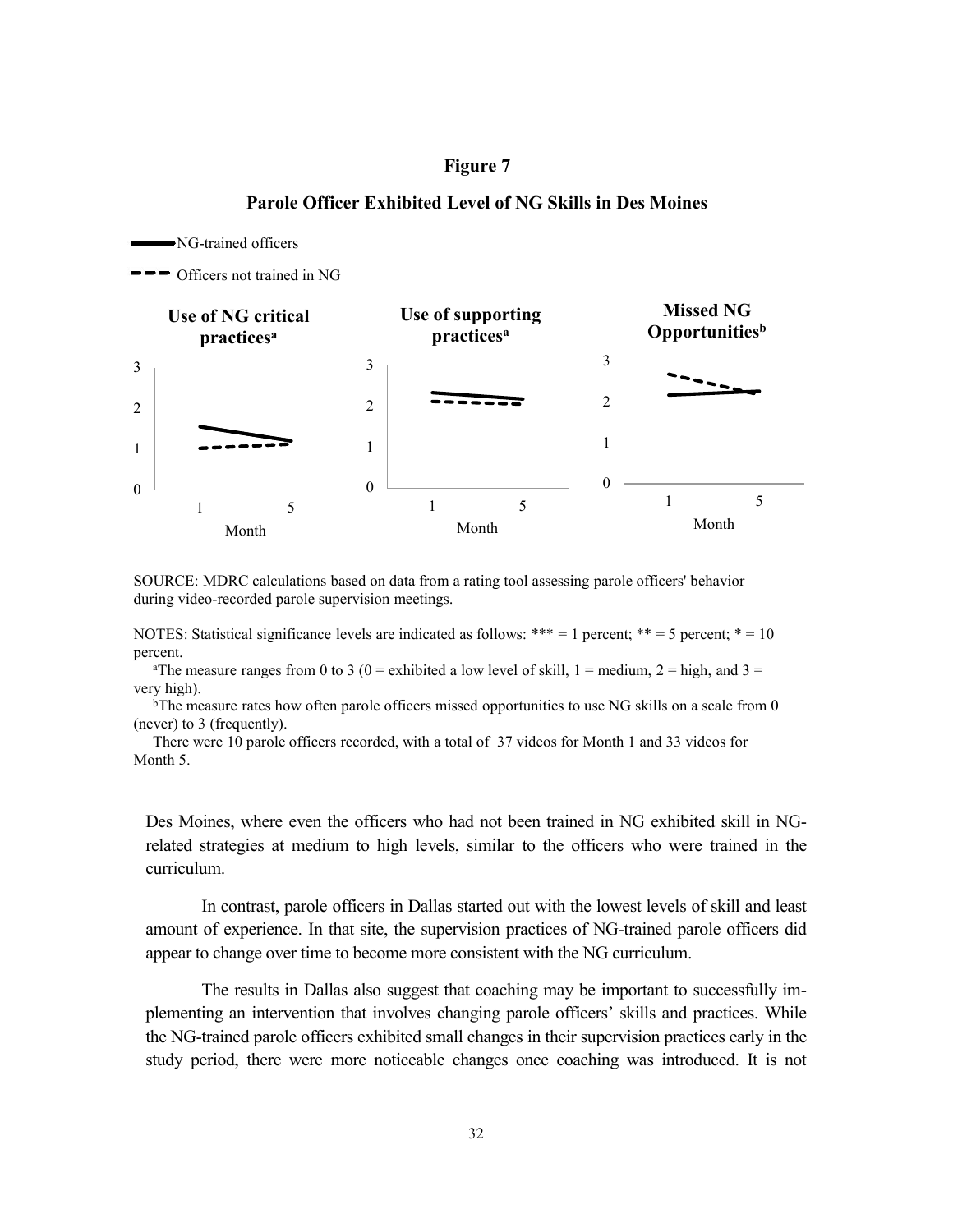**Figure 7**

**Parole Officer Exhibited Level of NG Skills in Des Moines**

NG-trained officers

Officers not trained in NG

**Use of NG critical practices[a]**

**Use of supporting practices[a]**

**Missed NG Opportunities[b]**

SOURCE: MDRC calculations based on data from a rating tool assessing parole officers' behavior during video-recorded parole supervision meetings.

NOTES: Statistical significance levels are indicated as follows: *** = 1 percent; ** = 5 percent; * = 10 percent.

[a]The measure ranges from 0 to 3 (0 = exhibited a low level of skill, 1 = medium, 2 = high, and 3 = very high).

[b]The measure rates how often parole officers missed opportunities to use NG skills on a scale from 0 (never) to 3 (frequently).

There were 10 parole officers recorded, with a total of 37 videos for Month 1 and 33 videos for Month 5.

Des Moines, where even the officers who had not been trained in NG exhibited skill in NG-related strategies at medium to high levels, similar to the officers who were trained in the curriculum.

In contrast, parole officers in Dallas started out with the lowest levels of skill and least amount of experience. In that site, the supervision practices of NG-trained parole officers did appear to change over time to become more consistent with the NG curriculum.

The results in Dallas also suggest that coaching may be important to successfully implementing an intervention that involves changing parole officers' skills and practices. While the NG-trained parole officers exhibited small changes in their supervision practices early in the study period, there were more noticeable changes once coaching was introduced. It is not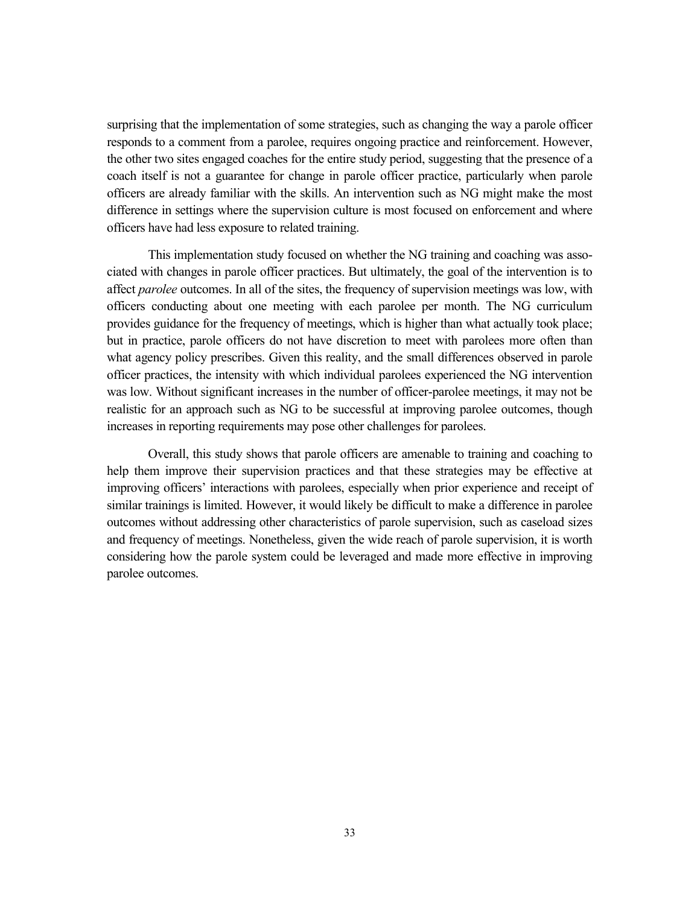surprising that the implementation of some strategies, such as changing the way a parole officer responds to a comment from a parolee, requires ongoing practice and reinforcement. However, the other two sites engaged coaches for the entire study period, suggesting that the presence of a coach itself is not a guarantee for change in parole officer practice, particularly when parole officers are already familiar with the skills. An intervention such as NG might make the most difference in settings where the supervision culture is most focused on enforcement and where officers have had less exposure to related training.

This implementation study focused on whether the NG training and coaching was associated with changes in parole officer practices. But ultimately, the goal of the intervention is to affect *parolee* outcomes. In all of the sites, the frequency of supervision meetings was low, with officers conducting about one meeting with each parolee per month. The NG curriculum provides guidance for the frequency of meetings, which is higher than what actually took place; but in practice, parole officers do not have discretion to meet with parolees more often than what agency policy prescribes. Given this reality, and the small differences observed in parole officer practices, the intensity with which individual parolees experienced the NG intervention was low. Without significant increases in the number of officer-parolee meetings, it may not be realistic for an approach such as NG to be successful at improving parolee outcomes, though increases in reporting requirements may pose other challenges for parolees.

Overall, this study shows that parole officers are amenable to training and coaching to help them improve their supervision practices and that these strategies may be effective at improving officers' interactions with parolees, especially when prior experience and receipt of similar trainings is limited. However, it would likely be difficult to make a difference in parolee outcomes without addressing other characteristics of parole supervision, such as caseload sizes and frequency of meetings. Nonetheless, given the wide reach of parole supervision, it is worth considering how the parole system could be leveraged and made more effective in improving parolee outcomes.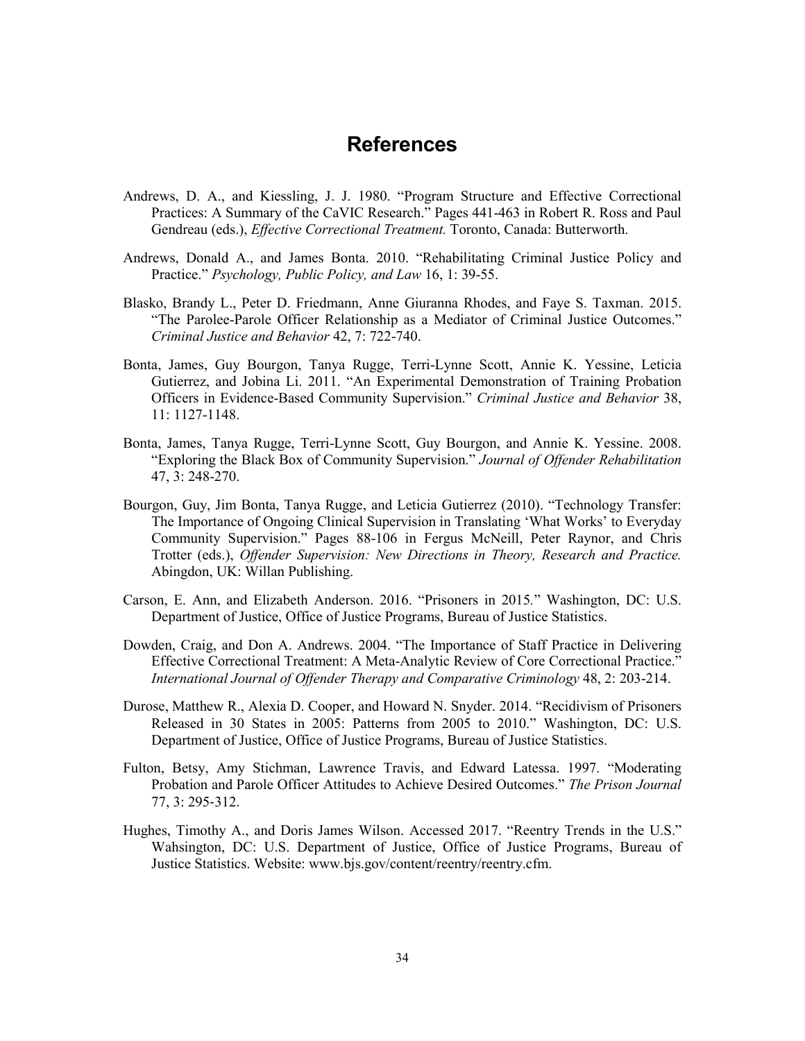# References

Andrews, D. A., and Kiessling, J. J. 1980. "Program Structure and Effective Correctional Practices: A Summary of the CaVIC Research." Pages 441-463 in Robert R. Ross and Paul Gendreau (eds.), *Effective Correctional Treatment.* Toronto, Canada: Butterworth.

Andrews, Donald A., and James Bonta. 2010. "Rehabilitating Criminal Justice Policy and Practice." *Psychology, Public Policy, and Law* 16, 1: 39-55.

Blasko, Brandy L., Peter D. Friedmann, Anne Giuranna Rhodes, and Faye S. Taxman. 2015. "The Parolee-Parole Officer Relationship as a Mediator of Criminal Justice Outcomes." *Criminal Justice and Behavior* 42, 7: 722-740.

Bonta, James, Guy Bourgon, Tanya Rugge, Terri-Lynne Scott, Annie K. Yessine, Leticia Gutierrez, and Jobina Li. 2011. "An Experimental Demonstration of Training Probation Officers in Evidence-Based Community Supervision." *Criminal Justice and Behavior* 38, 11: 1127-1148.

Bonta, James, Tanya Rugge, Terri-Lynne Scott, Guy Bourgon, and Annie K. Yessine. 2008. "Exploring the Black Box of Community Supervision." *Journal of Offender Rehabilitation* 47, 3: 248-270.

Bourgon, Guy, Jim Bonta, Tanya Rugge, and Leticia Gutierrez (2010). "Technology Transfer: The Importance of Ongoing Clinical Supervision in Translating 'What Works' to Everyday Community Supervision." Pages 88-106 in Fergus McNeill, Peter Raynor, and Chris Trotter (eds.), *Offender Supervision: New Directions in Theory, Research and Practice.* Abingdon, UK: Willan Publishing.

Carson, E. Ann, and Elizabeth Anderson. 2016. "Prisoners in 2015." Washington, DC: U.S. Department of Justice, Office of Justice Programs, Bureau of Justice Statistics.

Dowden, Craig, and Don A. Andrews. 2004. "The Importance of Staff Practice in Delivering Effective Correctional Treatment: A Meta-Analytic Review of Core Correctional Practice." *International Journal of Offender Therapy and Comparative Criminology* 48, 2: 203-214.

Durose, Matthew R., Alexia D. Cooper, and Howard N. Snyder. 2014. "Recidivism of Prisoners Released in 30 States in 2005: Patterns from 2005 to 2010." Washington, DC: U.S. Department of Justice, Office of Justice Programs, Bureau of Justice Statistics.

Fulton, Betsy, Amy Stichman, Lawrence Travis, and Edward Latessa. 1997. "Moderating Probation and Parole Officer Attitudes to Achieve Desired Outcomes." *The Prison Journal* 77, 3: 295-312.

Hughes, Timothy A., and Doris James Wilson. Accessed 2017. "Reentry Trends in the U.S." Wahsington, DC: U.S. Department of Justice, Office of Justice Programs, Bureau of Justice Statistics. Website: www.bjs.gov/content/reentry/reentry.cfm.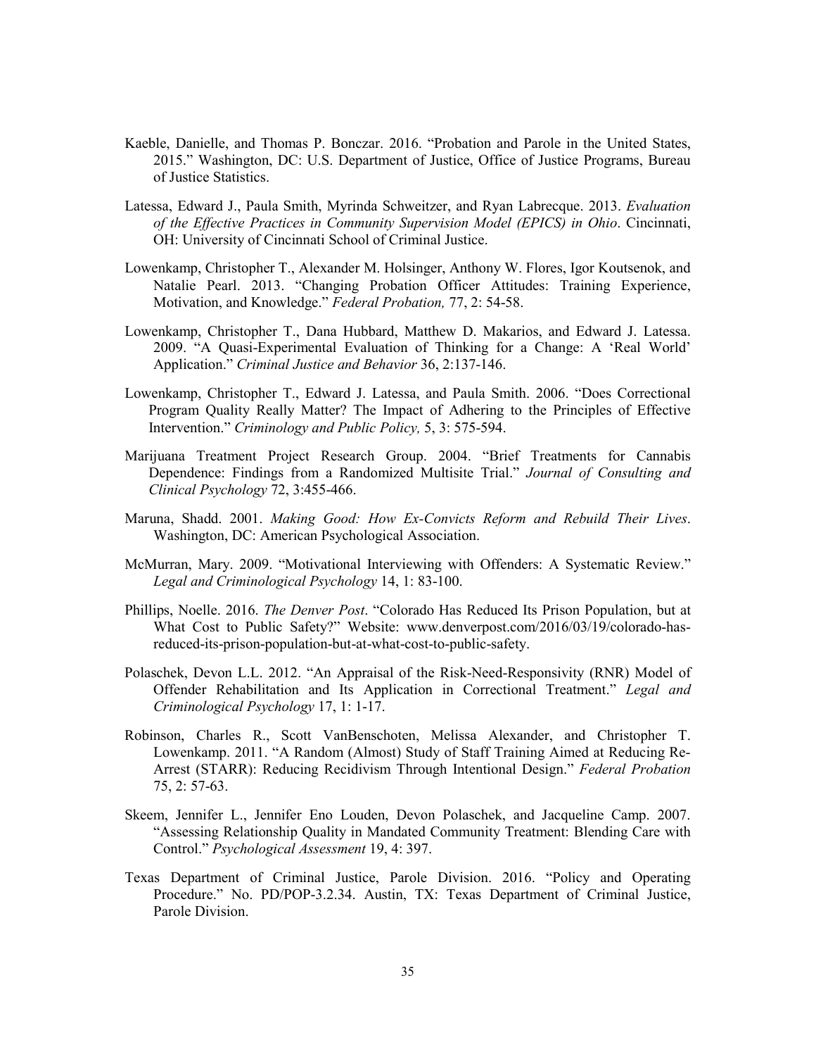Kaeble, Danielle, and Thomas P. Bonczar. 2016. "Probation and Parole in the United States, 2015." Washington, DC: U.S. Department of Justice, Office of Justice Programs, Bureau of Justice Statistics.

Latessa, Edward J., Paula Smith, Myrinda Schweitzer, and Ryan Labrecque. 2013. *Evaluation of the Effective Practices in Community Supervision Model (EPICS) in Ohio*. Cincinnati, OH: University of Cincinnati School of Criminal Justice.

Lowenkamp, Christopher T., Alexander M. Holsinger, Anthony W. Flores, Igor Koutsenok, and Natalie Pearl. 2013. "Changing Probation Officer Attitudes: Training Experience, Motivation, and Knowledge." *Federal Probation,* 77, 2: 54-58.

Lowenkamp, Christopher T., Dana Hubbard, Matthew D. Makarios, and Edward J. Latessa. 2009. "A Quasi-Experimental Evaluation of Thinking for a Change: A 'Real World' Application." *Criminal Justice and Behavior* 36, 2:137-146.

Lowenkamp, Christopher T., Edward J. Latessa, and Paula Smith. 2006. "Does Correctional Program Quality Really Matter? The Impact of Adhering to the Principles of Effective Intervention." *Criminology and Public Policy,* 5, 3: 575-594.

Marijuana Treatment Project Research Group. 2004. "Brief Treatments for Cannabis Dependence: Findings from a Randomized Multisite Trial." *Journal of Consulting and Clinical Psychology* 72, 3:455-466.

Maruna, Shadd. 2001. *Making Good: How Ex-Convicts Reform and Rebuild Their Lives*. Washington, DC: American Psychological Association.

McMurran, Mary. 2009. "Motivational Interviewing with Offenders: A Systematic Review." *Legal and Criminological Psychology* 14, 1: 83-100.

Phillips, Noelle. 2016. *The Denver Post*. "Colorado Has Reduced Its Prison Population, but at What Cost to Public Safety?" Website: www.denverpost.com/2016/03/19/colorado-has-reduced-its-prison-population-but-at-what-cost-to-public-safety.

Polaschek, Devon L.L. 2012. "An Appraisal of the Risk-Need-Responsivity (RNR) Model of Offender Rehabilitation and Its Application in Correctional Treatment." *Legal and Criminological Psychology* 17, 1: 1-17.

Robinson, Charles R., Scott VanBenschoten, Melissa Alexander, and Christopher T. Lowenkamp. 2011. "A Random (Almost) Study of Staff Training Aimed at Reducing Re-Arrest (STARR): Reducing Recidivism Through Intentional Design." *Federal Probation* 75, 2: 57-63.

Skeem, Jennifer L., Jennifer Eno Louden, Devon Polaschek, and Jacqueline Camp. 2007. "Assessing Relationship Quality in Mandated Community Treatment: Blending Care with Control." *Psychological Assessment* 19, 4: 397.

Texas Department of Criminal Justice, Parole Division. 2016. "Policy and Operating Procedure." No. PD/POP-3.2.34. Austin, TX: Texas Department of Criminal Justice, Parole Division.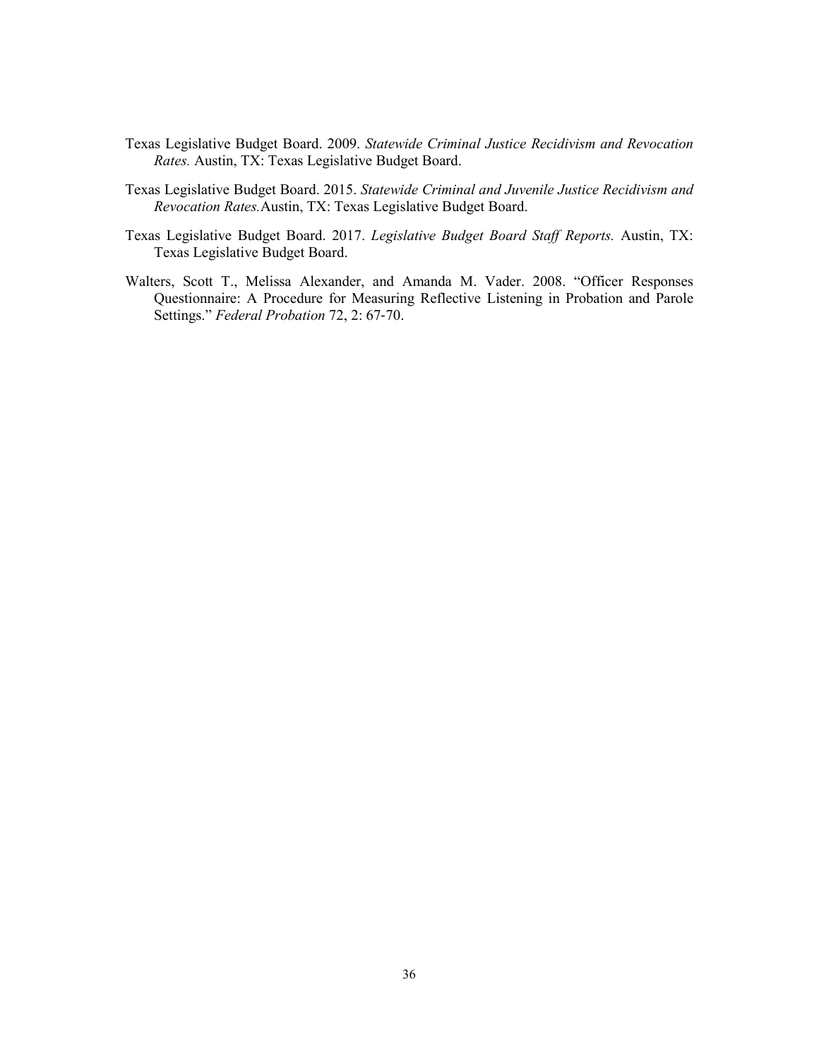Texas Legislative Budget Board. 2009. *Statewide Criminal Justice Recidivism and Revocation Rates.* Austin, TX: Texas Legislative Budget Board.

Texas Legislative Budget Board. 2015. *Statewide Criminal and Juvenile Justice Recidivism and Revocation Rates.*Austin, TX: Texas Legislative Budget Board.

Texas Legislative Budget Board. 2017. *Legislative Budget Board Staff Reports.* Austin, TX: Texas Legislative Budget Board.

Walters, Scott T., Melissa Alexander, and Amanda M. Vader. 2008. "Officer Responses Questionnaire: A Procedure for Measuring Reflective Listening in Probation and Parole Settings." *Federal Probation* 72, 2: 67-70.